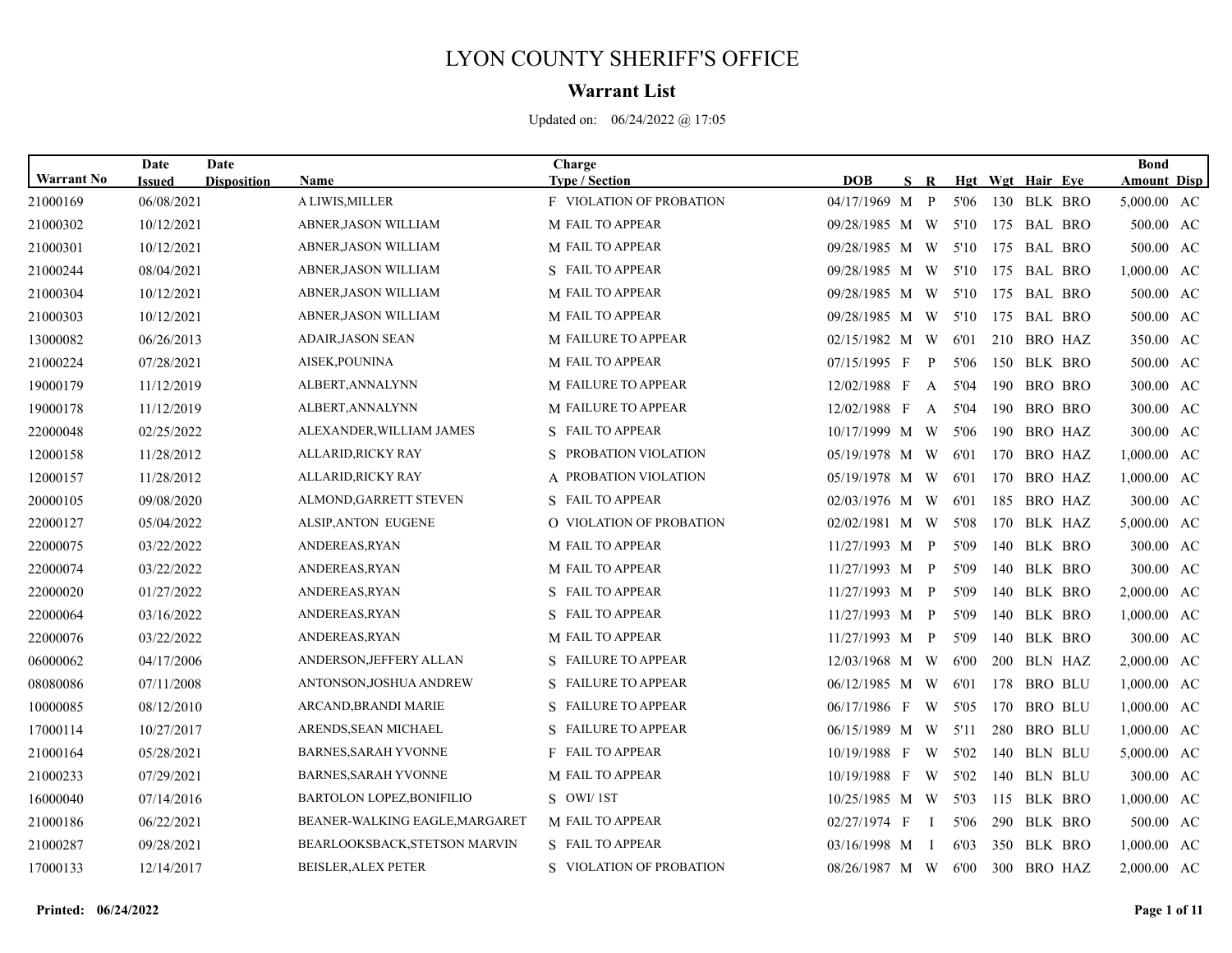# LYON COUNTY SHERIFF'S OFFICE

## Warrant List

Updated on: 06/24/2022 @ 17:05

| Warrant No | Date Issued | Date Disposition | Name | Charge Type / Section | DOB | S | R | Hgt | Wgt | Hair | Eye | Bond Amount | Disp |
|---|---|---|---|---|---|---|---|---|---|---|---|---|---|
| 21000169 | 06/08/2021 | | A LIWIS,MILLER | F VIOLATION OF PROBATION | 04/17/1969 | M | P | 5'06 | 130 | BLK | BRO | 5,000.00 | AC |
| 21000302 | 10/12/2021 | | ABNER,JASON WILLIAM | M FAIL TO APPEAR | 09/28/1985 | M | W | 5'10 | 175 | BAL | BRO | 500.00 | AC |
| 21000301 | 10/12/2021 | | ABNER,JASON WILLIAM | M FAIL TO APPEAR | 09/28/1985 | M | W | 5'10 | 175 | BAL | BRO | 500.00 | AC |
| 21000244 | 08/04/2021 | | ABNER,JASON WILLIAM | S FAIL TO APPEAR | 09/28/1985 | M | W | 5'10 | 175 | BAL | BRO | 1,000.00 | AC |
| 21000304 | 10/12/2021 | | ABNER,JASON WILLIAM | M FAIL TO APPEAR | 09/28/1985 | M | W | 5'10 | 175 | BAL | BRO | 500.00 | AC |
| 21000303 | 10/12/2021 | | ABNER,JASON WILLIAM | M FAIL TO APPEAR | 09/28/1985 | M | W | 5'10 | 175 | BAL | BRO | 500.00 | AC |
| 13000082 | 06/26/2013 | | ADAIR,JASON SEAN | M FAILURE TO APPEAR | 02/15/1982 | M | W | 6'01 | 210 | BRO | HAZ | 350.00 | AC |
| 21000224 | 07/28/2021 | | AISEK,POUNINA | M FAIL TO APPEAR | 07/15/1995 | F | P | 5'06 | 150 | BLK | BRO | 500.00 | AC |
| 19000179 | 11/12/2019 | | ALBERT,ANNALYNN | M FAILURE TO APPEAR | 12/02/1988 | F | A | 5'04 | 190 | BRO | BRO | 300.00 | AC |
| 19000178 | 11/12/2019 | | ALBERT,ANNALYNN | M FAILURE TO APPEAR | 12/02/1988 | F | A | 5'04 | 190 | BRO | BRO | 300.00 | AC |
| 22000048 | 02/25/2022 | | ALEXANDER,WILLIAM JAMES | S FAIL TO APPEAR | 10/17/1999 | M | W | 5'06 | 190 | BRO | HAZ | 300.00 | AC |
| 12000158 | 11/28/2012 | | ALLARID,RICKY RAY | S PROBATION VIOLATION | 05/19/1978 | M | W | 6'01 | 170 | BRO | HAZ | 1,000.00 | AC |
| 12000157 | 11/28/2012 | | ALLARID,RICKY RAY | A PROBATION VIOLATION | 05/19/1978 | M | W | 6'01 | 170 | BRO | HAZ | 1,000.00 | AC |
| 20000105 | 09/08/2020 | | ALMOND,GARRETT STEVEN | S FAIL TO APPEAR | 02/03/1976 | M | W | 6'01 | 185 | BRO | HAZ | 300.00 | AC |
| 22000127 | 05/04/2022 | | ALSIP,ANTON EUGENE | O VIOLATION OF PROBATION | 02/02/1981 | M | W | 5'08 | 170 | BLK | HAZ | 5,000.00 | AC |
| 22000075 | 03/22/2022 | | ANDEREAS,RYAN | M FAIL TO APPEAR | 11/27/1993 | M | P | 5'09 | 140 | BLK | BRO | 300.00 | AC |
| 22000074 | 03/22/2022 | | ANDEREAS,RYAN | M FAIL TO APPEAR | 11/27/1993 | M | P | 5'09 | 140 | BLK | BRO | 300.00 | AC |
| 22000020 | 01/27/2022 | | ANDEREAS,RYAN | S FAIL TO APPEAR | 11/27/1993 | M | P | 5'09 | 140 | BLK | BRO | 2,000.00 | AC |
| 22000064 | 03/16/2022 | | ANDEREAS,RYAN | S FAIL TO APPEAR | 11/27/1993 | M | P | 5'09 | 140 | BLK | BRO | 1,000.00 | AC |
| 22000076 | 03/22/2022 | | ANDEREAS,RYAN | M FAIL TO APPEAR | 11/27/1993 | M | P | 5'09 | 140 | BLK | BRO | 300.00 | AC |
| 06000062 | 04/17/2006 | | ANDERSON,JEFFERY ALLAN | S FAILURE TO APPEAR | 12/03/1968 | M | W | 6'00 | 200 | BLN | HAZ | 2,000.00 | AC |
| 08080086 | 07/11/2008 | | ANTONSON,JOSHUA ANDREW | S FAILURE TO APPEAR | 06/12/1985 | M | W | 6'01 | 178 | BRO | BLU | 1,000.00 | AC |
| 10000085 | 08/12/2010 | | ARCAND,BRANDI MARIE | S FAILURE TO APPEAR | 06/17/1986 | F | W | 5'05 | 170 | BRO | BLU | 1,000.00 | AC |
| 17000114 | 10/27/2017 | | ARENDS,SEAN MICHAEL | S FAILURE TO APPEAR | 06/15/1989 | M | W | 5'11 | 280 | BRO | BLU | 1,000.00 | AC |
| 21000164 | 05/28/2021 | | BARNES,SARAH YVONNE | F FAIL TO APPEAR | 10/19/1988 | F | W | 5'02 | 140 | BLN | BLU | 5,000.00 | AC |
| 21000233 | 07/29/2021 | | BARNES,SARAH YVONNE | M FAIL TO APPEAR | 10/19/1988 | F | W | 5'02 | 140 | BLN | BLU | 300.00 | AC |
| 16000040 | 07/14/2016 | | BARTOLON LOPEZ,BONIFILIO | S OWI/ 1ST | 10/25/1985 | M | W | 5'03 | 115 | BLK | BRO | 1,000.00 | AC |
| 21000186 | 06/22/2021 | | BEANER-WALKING EAGLE,MARGARET | M FAIL TO APPEAR | 02/27/1974 | F | I | 5'06 | 290 | BLK | BRO | 500.00 | AC |
| 21000287 | 09/28/2021 | | BEARLOOKSBACK,STETSON MARVIN | S FAIL TO APPEAR | 03/16/1998 | M | I | 6'03 | 350 | BLK | BRO | 1,000.00 | AC |
| 17000133 | 12/14/2017 | | BEISLER,ALEX PETER | S VIOLATION OF PROBATION | 08/26/1987 | M | W | 6'00 | 300 | BRO | HAZ | 2,000.00 | AC |

**Printed: 06/24/2022**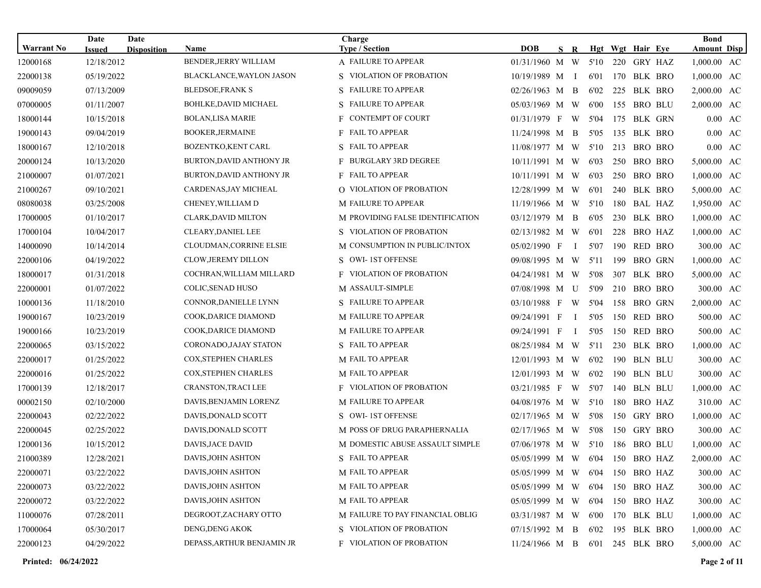| Warrant No | Date Issued | Date Disposition | Name | Charge Type / Section | | DOB | S | R | Hgt | Wgt | Hair | Eye | Bond Amount | Disp |
|---|---|---|---|---|---|---|---|---|---|---|---|---|---|---|
| 12000168 | 12/18/2012 | | BENDER,JERRY WILLIAM | A | FAILURE TO APPEAR | 01/31/1960 | M | W | 5'10 | 220 | GRY | HAZ | 1,000.00 | AC |
| 22000138 | 05/19/2022 | | BLACKLANCE,WAYLON JASON | S | VIOLATION OF PROBATION | 10/19/1989 | M | I | 6'01 | 170 | BLK | BRO | 1,000.00 | AC |
| 09009059 | 07/13/2009 | | BLEDSOE,FRANK S | S | FAILURE TO APPEAR | 02/26/1963 | M | B | 6'02 | 225 | BLK | BRO | 2,000.00 | AC |
| 07000005 | 01/11/2007 | | BOHLKE,DAVID MICHAEL | S | FAILURE TO APPEAR | 05/03/1969 | M | W | 6'00 | 155 | BRO | BLU | 2,000.00 | AC |
| 18000144 | 10/15/2018 | | BOLAN,LISA MARIE | F | CONTEMPT OF COURT | 01/31/1979 | F | W | 5'04 | 175 | BLK | GRN | 0.00 | AC |
| 19000143 | 09/04/2019 | | BOOKER,JERMAINE | F | FAIL TO APPEAR | 11/24/1998 | M | B | 5'05 | 135 | BLK | BRO | 0.00 | AC |
| 18000167 | 12/10/2018 | | BOZENTKO,KENT CARL | S | FAIL TO APPEAR | 11/08/1977 | M | W | 5'10 | 213 | BRO | BRO | 0.00 | AC |
| 20000124 | 10/13/2020 | | BURTON,DAVID ANTHONY JR | F | BURGLARY 3RD DEGREE | 10/11/1991 | M | W | 6'03 | 250 | BRO | BRO | 5,000.00 | AC |
| 21000007 | 01/07/2021 | | BURTON,DAVID ANTHONY JR | F | FAIL TO APPEAR | 10/11/1991 | M | W | 6'03 | 250 | BRO | BRO | 1,000.00 | AC |
| 21000267 | 09/10/2021 | | CARDENAS,JAY MICHEAL | O | VIOLATION OF PROBATION | 12/28/1999 | M | W | 6'01 | 240 | BLK | BRO | 5,000.00 | AC |
| 08080038 | 03/25/2008 | | CHENEY,WILLIAM D | M | FAILURE TO APPEAR | 11/19/1966 | M | W | 5'10 | 180 | BAL | HAZ | 1,950.00 | AC |
| 17000005 | 01/10/2017 | | CLARK,DAVID MILTON | M | PROVIDING FALSE IDENTIFICATION | 03/12/1979 | M | B | 6'05 | 230 | BLK | BRO | 1,000.00 | AC |
| 17000104 | 10/04/2017 | | CLEARY,DANIEL LEE | S | VIOLATION OF PROBATION | 02/13/1982 | M | W | 6'01 | 228 | BRO | HAZ | 1,000.00 | AC |
| 14000090 | 10/14/2014 | | CLOUDMAN,CORRINE ELSIE | M | CONSUMPTION IN PUBLIC/INTOX | 05/02/1990 | F | I | 5'07 | 190 | RED | BRO | 300.00 | AC |
| 22000106 | 04/19/2022 | | CLOW,JEREMY DILLON | S | OWI- 1ST OFFENSE | 09/08/1995 | M | W | 5'11 | 199 | BRO | GRN | 1,000.00 | AC |
| 18000017 | 01/31/2018 | | COCHRAN,WILLIAM MILLARD | F | VIOLATION OF PROBATION | 04/24/1981 | M | W | 5'08 | 307 | BLK | BRO | 5,000.00 | AC |
| 22000001 | 01/07/2022 | | COLIC,SENAD HUSO | M | ASSAULT-SIMPLE | 07/08/1998 | M | U | 5'09 | 210 | BRO | BRO | 300.00 | AC |
| 10000136 | 11/18/2010 | | CONNOR,DANIELLE LYNN | S | FAILURE TO APPEAR | 03/10/1988 | F | W | 5'04 | 158 | BRO | GRN | 2,000.00 | AC |
| 19000167 | 10/23/2019 | | COOK,DARICE DIAMOND | M | FAILURE TO APPEAR | 09/24/1991 | F | I | 5'05 | 150 | RED | BRO | 500.00 | AC |
| 19000166 | 10/23/2019 | | COOK,DARICE DIAMOND | M | FAILURE TO APPEAR | 09/24/1991 | F | I | 5'05 | 150 | RED | BRO | 500.00 | AC |
| 22000065 | 03/15/2022 | | CORONADO,JAJAY STATON | S | FAIL TO APPEAR | 08/25/1984 | M | W | 5'11 | 230 | BLK | BRO | 1,000.00 | AC |
| 22000017 | 01/25/2022 | | COX,STEPHEN CHARLES | M | FAIL TO APPEAR | 12/01/1993 | M | W | 6'02 | 190 | BLN | BLU | 300.00 | AC |
| 22000016 | 01/25/2022 | | COX,STEPHEN CHARLES | M | FAIL TO APPEAR | 12/01/1993 | M | W | 6'02 | 190 | BLN | BLU | 300.00 | AC |
| 17000139 | 12/18/2017 | | CRANSTON,TRACI LEE | F | VIOLATION OF PROBATION | 03/21/1985 | F | W | 5'07 | 140 | BLN | BLU | 1,000.00 | AC |
| 00002150 | 02/10/2000 | | DAVIS,BENJAMIN LORENZ | M | FAILURE TO APPEAR | 04/08/1976 | M | W | 5'10 | 180 | BRO | HAZ | 310.00 | AC |
| 22000043 | 02/22/2022 | | DAVIS,DONALD SCOTT | S | OWI- 1ST OFFENSE | 02/17/1965 | M | W | 5'08 | 150 | GRY | BRO | 1,000.00 | AC |
| 22000045 | 02/25/2022 | | DAVIS,DONALD SCOTT | M | POSS OF DRUG PARAPHERNALIA | 02/17/1965 | M | W | 5'08 | 150 | GRY | BRO | 300.00 | AC |
| 12000136 | 10/15/2012 | | DAVIS,JACE DAVID | M | DOMESTIC ABUSE ASSAULT SIMPLE | 07/06/1978 | M | W | 5'10 | 186 | BRO | BLU | 1,000.00 | AC |
| 21000389 | 12/28/2021 | | DAVIS,JOHN ASHTON | S | FAIL TO APPEAR | 05/05/1999 | M | W | 6'04 | 150 | BRO | HAZ | 2,000.00 | AC |
| 22000071 | 03/22/2022 | | DAVIS,JOHN ASHTON | M | FAIL TO APPEAR | 05/05/1999 | M | W | 6'04 | 150 | BRO | HAZ | 300.00 | AC |
| 22000073 | 03/22/2022 | | DAVIS,JOHN ASHTON | M | FAIL TO APPEAR | 05/05/1999 | M | W | 6'04 | 150 | BRO | HAZ | 300.00 | AC |
| 22000072 | 03/22/2022 | | DAVIS,JOHN ASHTON | M | FAIL TO APPEAR | 05/05/1999 | M | W | 6'04 | 150 | BRO | HAZ | 300.00 | AC |
| 11000076 | 07/28/2011 | | DEGROOT,ZACHARY OTTO | M | FAILURE TO PAY FINANCIAL OBLIG | 03/31/1987 | M | W | 6'00 | 170 | BLK | BLU | 1,000.00 | AC |
| 17000064 | 05/30/2017 | | DENG,DENG AKOK | S | VIOLATION OF PROBATION | 07/15/1992 | M | B | 6'02 | 195 | BLK | BRO | 1,000.00 | AC |
| 22000123 | 04/29/2022 | | DEPASS,ARTHUR BENJAMIN JR | F | VIOLATION OF PROBATION | 11/24/1966 | M | B | 6'01 | 245 | BLK | BRO | 5,000.00 | AC |

**Printed: 06/24/2022**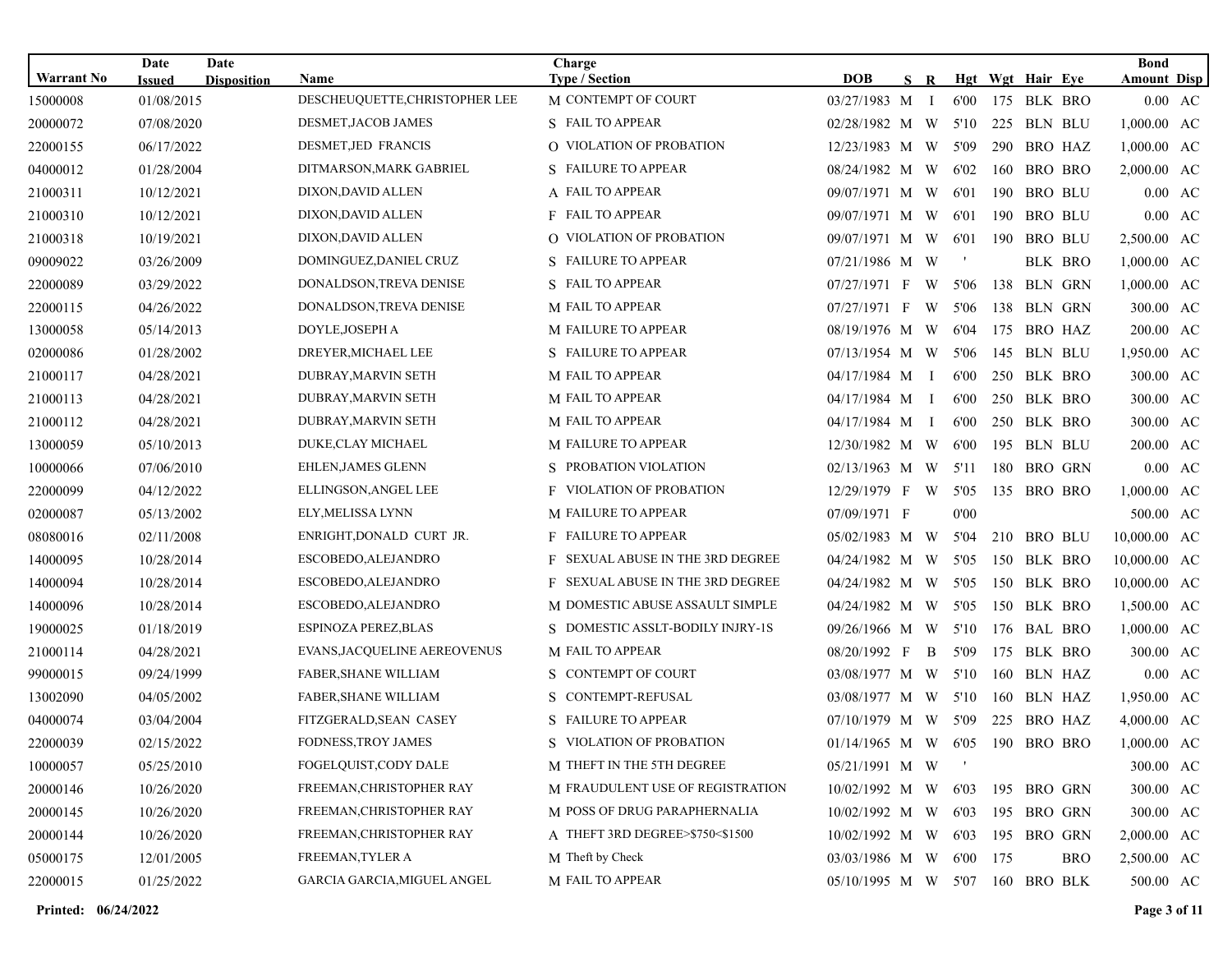| Warrant No | Date Issued | Date Disposition | Name | Charge Type / Section | | DOB | S | R | Hgt | Wgt | Hair | Eye | Bond Amount | Disp |
|---|---|---|---|---|---|---|---|---|---|---|---|---|---|---|
| 15000008 | 01/08/2015 | | DESCHEUQUETTE,CHRISTOPHER LEE | M | CONTEMPT OF COURT | 03/27/1983 | M | I | 6'00 | 175 | BLK | BRO | 0.00 | AC |
| 20000072 | 07/08/2020 | | DESMET,JACOB JAMES | S | FAIL TO APPEAR | 02/28/1982 | M | W | 5'10 | 225 | BLN | BLU | 1,000.00 | AC |
| 22000155 | 06/17/2022 | | DESMET,JED FRANCIS | O | VIOLATION OF PROBATION | 12/23/1983 | M | W | 5'09 | 290 | BRO | HAZ | 1,000.00 | AC |
| 04000012 | 01/28/2004 | | DITMARSON,MARK GABRIEL | S | FAILURE TO APPEAR | 08/24/1982 | M | W | 6'02 | 160 | BRO | BRO | 2,000.00 | AC |
| 21000311 | 10/12/2021 | | DIXON,DAVID ALLEN | A | FAIL TO APPEAR | 09/07/1971 | M | W | 6'01 | 190 | BRO | BLU | 0.00 | AC |
| 21000310 | 10/12/2021 | | DIXON,DAVID ALLEN | F | FAIL TO APPEAR | 09/07/1971 | M | W | 6'01 | 190 | BRO | BLU | 0.00 | AC |
| 21000318 | 10/19/2021 | | DIXON,DAVID ALLEN | O | VIOLATION OF PROBATION | 09/07/1971 | M | W | 6'01 | 190 | BRO | BLU | 2,500.00 | AC |
| 09009022 | 03/26/2009 | | DOMINGUEZ,DANIEL CRUZ | S | FAILURE TO APPEAR | 07/21/1986 | M | W | ' | | BLK | BRO | 1,000.00 | AC |
| 22000089 | 03/29/2022 | | DONALDSON,TREVA DENISE | S | FAIL TO APPEAR | 07/27/1971 | F | W | 5'06 | 138 | BLN | GRN | 1,000.00 | AC |
| 22000115 | 04/26/2022 | | DONALDSON,TREVA DENISE | M | FAIL TO APPEAR | 07/27/1971 | F | W | 5'06 | 138 | BLN | GRN | 300.00 | AC |
| 13000058 | 05/14/2013 | | DOYLE,JOSEPH A | M | FAILURE TO APPEAR | 08/19/1976 | M | W | 6'04 | 175 | BRO | HAZ | 200.00 | AC |
| 02000086 | 01/28/2002 | | DREYER,MICHAEL LEE | S | FAILURE TO APPEAR | 07/13/1954 | M | W | 5'06 | 145 | BLN | BLU | 1,950.00 | AC |
| 21000117 | 04/28/2021 | | DUBRAY,MARVIN SETH | M | FAIL TO APPEAR | 04/17/1984 | M | I | 6'00 | 250 | BLK | BRO | 300.00 | AC |
| 21000113 | 04/28/2021 | | DUBRAY,MARVIN SETH | M | FAIL TO APPEAR | 04/17/1984 | M | I | 6'00 | 250 | BLK | BRO | 300.00 | AC |
| 21000112 | 04/28/2021 | | DUBRAY,MARVIN SETH | M | FAIL TO APPEAR | 04/17/1984 | M | I | 6'00 | 250 | BLK | BRO | 300.00 | AC |
| 13000059 | 05/10/2013 | | DUKE,CLAY MICHAEL | M | FAILURE TO APPEAR | 12/30/1982 | M | W | 6'00 | 195 | BLN | BLU | 200.00 | AC |
| 10000066 | 07/06/2010 | | EHLEN,JAMES GLENN | S | PROBATION VIOLATION | 02/13/1963 | M | W | 5'11 | 180 | BRO | GRN | 0.00 | AC |
| 22000099 | 04/12/2022 | | ELLINGSON,ANGEL LEE | F | VIOLATION OF PROBATION | 12/29/1979 | F | W | 5'05 | 135 | BRO | BRO | 1,000.00 | AC |
| 02000087 | 05/13/2002 | | ELY,MELISSA LYNN | M | FAILURE TO APPEAR | 07/09/1971 | F | | 0'00 | | | | 500.00 | AC |
| 08080016 | 02/11/2008 | | ENRIGHT,DONALD CURT JR. | F | FAILURE TO APPEAR | 05/02/1983 | M | W | 5'04 | 210 | BRO | BLU | 10,000.00 | AC |
| 14000095 | 10/28/2014 | | ESCOBEDO,ALEJANDRO | F | SEXUAL ABUSE IN THE 3RD DEGREE | 04/24/1982 | M | W | 5'05 | 150 | BLK | BRO | 10,000.00 | AC |
| 14000094 | 10/28/2014 | | ESCOBEDO,ALEJANDRO | F | SEXUAL ABUSE IN THE 3RD DEGREE | 04/24/1982 | M | W | 5'05 | 150 | BLK | BRO | 10,000.00 | AC |
| 14000096 | 10/28/2014 | | ESCOBEDO,ALEJANDRO | M | DOMESTIC ABUSE ASSAULT SIMPLE | 04/24/1982 | M | W | 5'05 | 150 | BLK | BRO | 1,500.00 | AC |
| 19000025 | 01/18/2019 | | ESPINOZA PEREZ,BLAS | S | DOMESTIC ASSLT-BODILY INJRY-1S | 09/26/1966 | M | W | 5'10 | 176 | BAL | BRO | 1,000.00 | AC |
| 21000114 | 04/28/2021 | | EVANS,JACQUELINE AEREOVENUS | M | FAIL TO APPEAR | 08/20/1992 | F | B | 5'09 | 175 | BLK | BRO | 300.00 | AC |
| 99000015 | 09/24/1999 | | FABER,SHANE WILLIAM | S | CONTEMPT OF COURT | 03/08/1977 | M | W | 5'10 | 160 | BLN | HAZ | 0.00 | AC |
| 13002090 | 04/05/2002 | | FABER,SHANE WILLIAM | S | CONTEMPT-REFUSAL | 03/08/1977 | M | W | 5'10 | 160 | BLN | HAZ | 1,950.00 | AC |
| 04000074 | 03/04/2004 | | FITZGERALD,SEAN CASEY | S | FAILURE TO APPEAR | 07/10/1979 | M | W | 5'09 | 225 | BRO | HAZ | 4,000.00 | AC |
| 22000039 | 02/15/2022 | | FODNESS,TROY JAMES | S | VIOLATION OF PROBATION | 01/14/1965 | M | W | 6'05 | 190 | BRO | BRO | 1,000.00 | AC |
| 10000057 | 05/25/2010 | | FOGELQUIST,CODY DALE | M | THEFT IN THE 5TH DEGREE | 05/21/1991 | M | W | ' | | | | 300.00 | AC |
| 20000146 | 10/26/2020 | | FREEMAN,CHRISTOPHER RAY | M | FRAUDULENT USE OF REGISTRATION | 10/02/1992 | M | W | 6'03 | 195 | BRO | GRN | 300.00 | AC |
| 20000145 | 10/26/2020 | | FREEMAN,CHRISTOPHER RAY | M | POSS OF DRUG PARAPHERNALIA | 10/02/1992 | M | W | 6'03 | 195 | BRO | GRN | 300.00 | AC |
| 20000144 | 10/26/2020 | | FREEMAN,CHRISTOPHER RAY | A | THEFT 3RD DEGREE>$750<$1500 | 10/02/1992 | M | W | 6'03 | 195 | BRO | GRN | 2,000.00 | AC |
| 05000175 | 12/01/2005 | | FREEMAN,TYLER A | M | Theft by Check | 03/03/1986 | M | W | 6'00 | 175 | | BRO | 2,500.00 | AC |
| 22000015 | 01/25/2022 | | GARCIA GARCIA,MIGUEL ANGEL | M | FAIL TO APPEAR | 05/10/1995 | M | W | 5'07 | 160 | BRO | BLK | 500.00 | AC |

Printed: 06/24/2022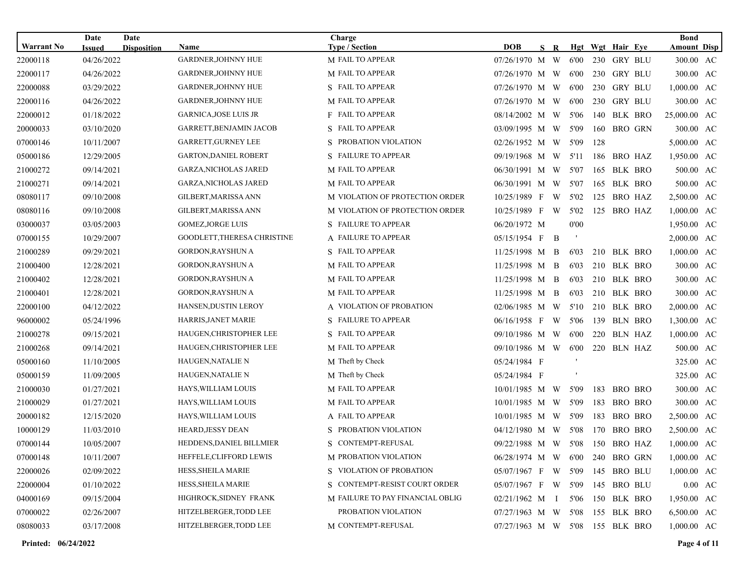| Warrant No | Date Issued | Date Disposition | Name | Charge Type / Section | | DOB | S | R | Hgt | Wgt | Hair | Eye | Bond Amount | Disp |
|---|---|---|---|---|---|---|---|---|---|---|---|---|---|---|
| 22000118 | 04/26/2022 | | GARDNER,JOHNNY HUE | M | FAIL TO APPEAR | 07/26/1970 | M | W | 6'00 | 230 | GRY | BLU | 300.00 | AC |
| 22000117 | 04/26/2022 | | GARDNER,JOHNNY HUE | M | FAIL TO APPEAR | 07/26/1970 | M | W | 6'00 | 230 | GRY | BLU | 300.00 | AC |
| 22000088 | 03/29/2022 | | GARDNER,JOHNNY HUE | S | FAIL TO APPEAR | 07/26/1970 | M | W | 6'00 | 230 | GRY | BLU | 1,000.00 | AC |
| 22000116 | 04/26/2022 | | GARDNER,JOHNNY HUE | M | FAIL TO APPEAR | 07/26/1970 | M | W | 6'00 | 230 | GRY | BLU | 300.00 | AC |
| 22000012 | 01/18/2022 | | GARNICA,JOSE LUIS JR | F | FAIL TO APPEAR | 08/14/2002 | M | W | 5'06 | 140 | BLK | BRO | 25,000.00 | AC |
| 20000033 | 03/10/2020 | | GARRETT,BENJAMIN JACOB | S | FAIL TO APPEAR | 03/09/1995 | M | W | 5'09 | 160 | BRO | GRN | 300.00 | AC |
| 07000146 | 10/11/2007 | | GARRETT,GURNEY LEE | S | PROBATION VIOLATION | 02/26/1952 | M | W | 5'09 | 128 | | | 5,000.00 | AC |
| 05000186 | 12/29/2005 | | GARTON,DANIEL ROBERT | S | FAILURE TO APPEAR | 09/19/1968 | M | W | 5'11 | 186 | BRO | HAZ | 1,950.00 | AC |
| 21000272 | 09/14/2021 | | GARZA,NICHOLAS JARED | M | FAIL TO APPEAR | 06/30/1991 | M | W | 5'07 | 165 | BLK | BRO | 500.00 | AC |
| 21000271 | 09/14/2021 | | GARZA,NICHOLAS JARED | M | FAIL TO APPEAR | 06/30/1991 | M | W | 5'07 | 165 | BLK | BRO | 500.00 | AC |
| 08080117 | 09/10/2008 | | GILBERT,MARISSA ANN | M | VIOLATION OF PROTECTION ORDER | 10/25/1989 | F | W | 5'02 | 125 | BRO | HAZ | 2,500.00 | AC |
| 08080116 | 09/10/2008 | | GILBERT,MARISSA ANN | M | VIOLATION OF PROTECTION ORDER | 10/25/1989 | F | W | 5'02 | 125 | BRO | HAZ | 1,000.00 | AC |
| 03000037 | 03/05/2003 | | GOMEZ,JORGE LUIS | S | FAILURE TO APPEAR | 06/20/1972 | M | | 0'00 | | | | 1,950.00 | AC |
| 07000155 | 10/29/2007 | | GOODLETT,THERESA CHRISTINE | A | FAILURE TO APPEAR | 05/15/1954 | F | B | ' | | | | 2,000.00 | AC |
| 21000289 | 09/29/2021 | | GORDON,RAYSHUN A | S | FAIL TO APPEAR | 11/25/1998 | M | B | 6'03 | 210 | BLK | BRO | 1,000.00 | AC |
| 21000400 | 12/28/2021 | | GORDON,RAYSHUN A | M | FAIL TO APPEAR | 11/25/1998 | M | B | 6'03 | 210 | BLK | BRO | 300.00 | AC |
| 21000402 | 12/28/2021 | | GORDON,RAYSHUN A | M | FAIL TO APPEAR | 11/25/1998 | M | B | 6'03 | 210 | BLK | BRO | 300.00 | AC |
| 21000401 | 12/28/2021 | | GORDON,RAYSHUN A | M | FAIL TO APPEAR | 11/25/1998 | M | B | 6'03 | 210 | BLK | BRO | 300.00 | AC |
| 22000100 | 04/12/2022 | | HANSEN,DUSTIN LEROY | A | VIOLATION OF PROBATION | 02/06/1985 | M | W | 5'10 | 210 | BLK | BRO | 2,000.00 | AC |
| 96000002 | 05/24/1996 | | HARRIS,JANET MARIE | S | FAILURE TO APPEAR | 06/16/1958 | F | W | 5'06 | 139 | BLN | BRO | 1,300.00 | AC |
| 21000278 | 09/15/2021 | | HAUGEN,CHRISTOPHER LEE | S | FAIL TO APPEAR | 09/10/1986 | M | W | 6'00 | 220 | BLN | HAZ | 1,000.00 | AC |
| 21000268 | 09/14/2021 | | HAUGEN,CHRISTOPHER LEE | M | FAIL TO APPEAR | 09/10/1986 | M | W | 6'00 | 220 | BLN | HAZ | 500.00 | AC |
| 05000160 | 11/10/2005 | | HAUGEN,NATALIE N | M | Theft by Check | 05/24/1984 | F | | ' | | | | 325.00 | AC |
| 05000159 | 11/09/2005 | | HAUGEN,NATALIE N | M | Theft by Check | 05/24/1984 | F | | ' | | | | 325.00 | AC |
| 21000030 | 01/27/2021 | | HAYS,WILLIAM LOUIS | M | FAIL TO APPEAR | 10/01/1985 | M | W | 5'09 | 183 | BRO | BRO | 300.00 | AC |
| 21000029 | 01/27/2021 | | HAYS,WILLIAM LOUIS | M | FAIL TO APPEAR | 10/01/1985 | M | W | 5'09 | 183 | BRO | BRO | 300.00 | AC |
| 20000182 | 12/15/2020 | | HAYS,WILLIAM LOUIS | A | FAIL TO APPEAR | 10/01/1985 | M | W | 5'09 | 183 | BRO | BRO | 2,500.00 | AC |
| 10000129 | 11/03/2010 | | HEARD,JESSY DEAN | S | PROBATION VIOLATION | 04/12/1980 | M | W | 5'08 | 170 | BRO | BRO | 2,500.00 | AC |
| 07000144 | 10/05/2007 | | HEDDENS,DANIEL BILLMIER | S | CONTEMPT-REFUSAL | 09/22/1988 | M | W | 5'08 | 150 | BRO | HAZ | 1,000.00 | AC |
| 07000148 | 10/11/2007 | | HEFFELE,CLIFFORD LEWIS | M | PROBATION VIOLATION | 06/28/1974 | M | W | 6'00 | 240 | BRO | GRN | 1,000.00 | AC |
| 22000026 | 02/09/2022 | | HESS,SHEILA MARIE | S | VIOLATION OF PROBATION | 05/07/1967 | F | W | 5'09 | 145 | BRO | BLU | 1,000.00 | AC |
| 22000004 | 01/10/2022 | | HESS,SHEILA MARIE | S | CONTEMPT-RESIST COURT ORDER | 05/07/1967 | F | W | 5'09 | 145 | BRO | BLU | 0.00 | AC |
| 04000169 | 09/15/2004 | | HIGHROCK,SIDNEY FRANK | M | FAILURE TO PAY FINANCIAL OBLIG | 02/21/1962 | M | I | 5'06 | 150 | BLK | BRO | 1,950.00 | AC |
| 07000022 | 02/26/2007 | | HITZELBERGER,TODD LEE | | PROBATION VIOLATION | 07/27/1963 | M | W | 5'08 | 155 | BLK | BRO | 6,500.00 | AC |
| 08080033 | 03/17/2008 | | HITZELBERGER,TODD LEE | M | CONTEMPT-REFUSAL | 07/27/1963 | M | W | 5'08 | 155 | BLK | BRO | 1,000.00 | AC |

**Printed: 06/24/2022**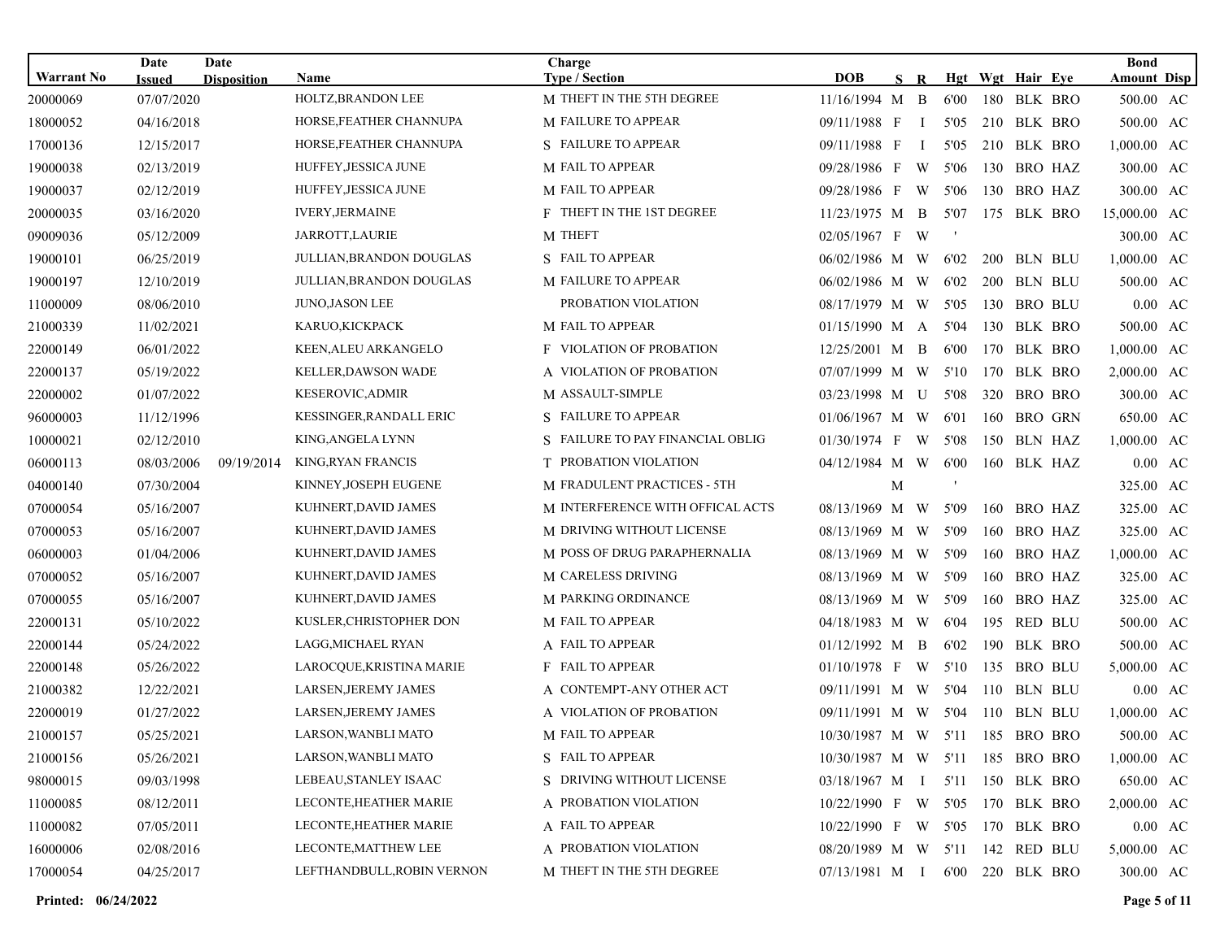| Warrant No | Date Issued | Date Disposition | Name | Charge Type / Section | DOB | S | R | Hgt | Wgt | Hair | Eye | Bond Amount | Disp |
|---|---|---|---|---|---|---|---|---|---|---|---|---|---|
| 20000069 | 07/07/2020 | | HOLTZ,BRANDON LEE | M THEFT IN THE 5TH DEGREE | 11/16/1994 | M | B | 6'00 | 180 | BLK | BRO | 500.00 | AC |
| 18000052 | 04/16/2018 | | HORSE,FEATHER CHANNUPA | M FAILURE TO APPEAR | 09/11/1988 | F | I | 5'05 | 210 | BLK | BRO | 500.00 | AC |
| 17000136 | 12/15/2017 | | HORSE,FEATHER CHANNUPA | S FAILURE TO APPEAR | 09/11/1988 | F | I | 5'05 | 210 | BLK | BRO | 1,000.00 | AC |
| 19000038 | 02/13/2019 | | HUFFEY,JESSICA JUNE | M FAIL TO APPEAR | 09/28/1986 | F | W | 5'06 | 130 | BRO | HAZ | 300.00 | AC |
| 19000037 | 02/12/2019 | | HUFFEY,JESSICA JUNE | M FAIL TO APPEAR | 09/28/1986 | F | W | 5'06 | 130 | BRO | HAZ | 300.00 | AC |
| 20000035 | 03/16/2020 | | IVERY,JERMAINE | F THEFT IN THE 1ST DEGREE | 11/23/1975 | M | B | 5'07 | 175 | BLK | BRO | 15,000.00 | AC |
| 09009036 | 05/12/2009 | | JARROTT,LAURIE | M THEFT | 02/05/1967 | F | W | ' | | | | 300.00 | AC |
| 19000101 | 06/25/2019 | | JULLIAN,BRANDON DOUGLAS | S FAIL TO APPEAR | 06/02/1986 | M | W | 6'02 | 200 | BLN | BLU | 1,000.00 | AC |
| 19000197 | 12/10/2019 | | JULLIAN,BRANDON DOUGLAS | M FAILURE TO APPEAR | 06/02/1986 | M | W | 6'02 | 200 | BLN | BLU | 500.00 | AC |
| 11000009 | 08/06/2010 | | JUNO,JASON LEE | PROBATION VIOLATION | 08/17/1979 | M | W | 5'05 | 130 | BRO | BLU | 0.00 | AC |
| 21000339 | 11/02/2021 | | KARUO,KICKPACK | M FAIL TO APPEAR | 01/15/1990 | M | A | 5'04 | 130 | BLK | BRO | 500.00 | AC |
| 22000149 | 06/01/2022 | | KEEN,ALEU ARKANGELO | F VIOLATION OF PROBATION | 12/25/2001 | M | B | 6'00 | 170 | BLK | BRO | 1,000.00 | AC |
| 22000137 | 05/19/2022 | | KELLER,DAWSON WADE | A VIOLATION OF PROBATION | 07/07/1999 | M | W | 5'10 | 170 | BLK | BRO | 2,000.00 | AC |
| 22000002 | 01/07/2022 | | KESEROVIC,ADMIR | M ASSAULT-SIMPLE | 03/23/1998 | M | U | 5'08 | 320 | BRO | BRO | 300.00 | AC |
| 96000003 | 11/12/1996 | | KESSINGER,RANDALL ERIC | S FAILURE TO APPEAR | 01/06/1967 | M | W | 6'01 | 160 | BRO | GRN | 650.00 | AC |
| 10000021 | 02/12/2010 | | KING,ANGELA LYNN | S FAILURE TO PAY FINANCIAL OBLIG | 01/30/1974 | F | W | 5'08 | 150 | BLN | HAZ | 1,000.00 | AC |
| 06000113 | 08/03/2006 | 09/19/2014 | KING,RYAN FRANCIS | T PROBATION VIOLATION | 04/12/1984 | M | W | 6'00 | 160 | BLK | HAZ | 0.00 | AC |
| 04000140 | 07/30/2004 | | KINNEY,JOSEPH EUGENE | M FRADULENT PRACTICES - 5TH | | M | | ' | | | | 325.00 | AC |
| 07000054 | 05/16/2007 | | KUHNERT,DAVID JAMES | M INTERFERENCE WITH OFFICAL ACTS | 08/13/1969 | M | W | 5'09 | 160 | BRO | HAZ | 325.00 | AC |
| 07000053 | 05/16/2007 | | KUHNERT,DAVID JAMES | M DRIVING WITHOUT LICENSE | 08/13/1969 | M | W | 5'09 | 160 | BRO | HAZ | 325.00 | AC |
| 06000003 | 01/04/2006 | | KUHNERT,DAVID JAMES | M POSS OF DRUG PARAPHERNALIA | 08/13/1969 | M | W | 5'09 | 160 | BRO | HAZ | 1,000.00 | AC |
| 07000052 | 05/16/2007 | | KUHNERT,DAVID JAMES | M CARELESS DRIVING | 08/13/1969 | M | W | 5'09 | 160 | BRO | HAZ | 325.00 | AC |
| 07000055 | 05/16/2007 | | KUHNERT,DAVID JAMES | M PARKING ORDINANCE | 08/13/1969 | M | W | 5'09 | 160 | BRO | HAZ | 325.00 | AC |
| 22000131 | 05/10/2022 | | KUSLER,CHRISTOPHER DON | M FAIL TO APPEAR | 04/18/1983 | M | W | 6'04 | 195 | RED | BLU | 500.00 | AC |
| 22000144 | 05/24/2022 | | LAGG,MICHAEL RYAN | A FAIL TO APPEAR | 01/12/1992 | M | B | 6'02 | 190 | BLK | BRO | 500.00 | AC |
| 22000148 | 05/26/2022 | | LAROCQUE,KRISTINA MARIE | F FAIL TO APPEAR | 01/10/1978 | F | W | 5'10 | 135 | BRO | BLU | 5,000.00 | AC |
| 21000382 | 12/22/2021 | | LARSEN,JEREMY JAMES | A CONTEMPT-ANY OTHER ACT | 09/11/1991 | M | W | 5'04 | 110 | BLN | BLU | 0.00 | AC |
| 22000019 | 01/27/2022 | | LARSEN,JEREMY JAMES | A VIOLATION OF PROBATION | 09/11/1991 | M | W | 5'04 | 110 | BLN | BLU | 1,000.00 | AC |
| 21000157 | 05/25/2021 | | LARSON,WANBLI MATO | M FAIL TO APPEAR | 10/30/1987 | M | W | 5'11 | 185 | BRO | BRO | 500.00 | AC |
| 21000156 | 05/26/2021 | | LARSON,WANBLI MATO | S FAIL TO APPEAR | 10/30/1987 | M | W | 5'11 | 185 | BRO | BRO | 1,000.00 | AC |
| 98000015 | 09/03/1998 | | LEBEAU,STANLEY ISAAC | S DRIVING WITHOUT LICENSE | 03/18/1967 | M | I | 5'11 | 150 | BLK | BRO | 650.00 | AC |
| 11000085 | 08/12/2011 | | LECONTE,HEATHER MARIE | A PROBATION VIOLATION | 10/22/1990 | F | W | 5'05 | 170 | BLK | BRO | 2,000.00 | AC |
| 11000082 | 07/05/2011 | | LECONTE,HEATHER MARIE | A FAIL TO APPEAR | 10/22/1990 | F | W | 5'05 | 170 | BLK | BRO | 0.00 | AC |
| 16000006 | 02/08/2016 | | LECONTE,MATTHEW LEE | A PROBATION VIOLATION | 08/20/1989 | M | W | 5'11 | 142 | RED | BLU | 5,000.00 | AC |
| 17000054 | 04/25/2017 | | LEFTHANDBULL,ROBIN VERNON | M THEFT IN THE 5TH DEGREE | 07/13/1981 | M | I | 6'00 | 220 | BLK | BRO | 300.00 | AC |

**Printed: 06/24/2022**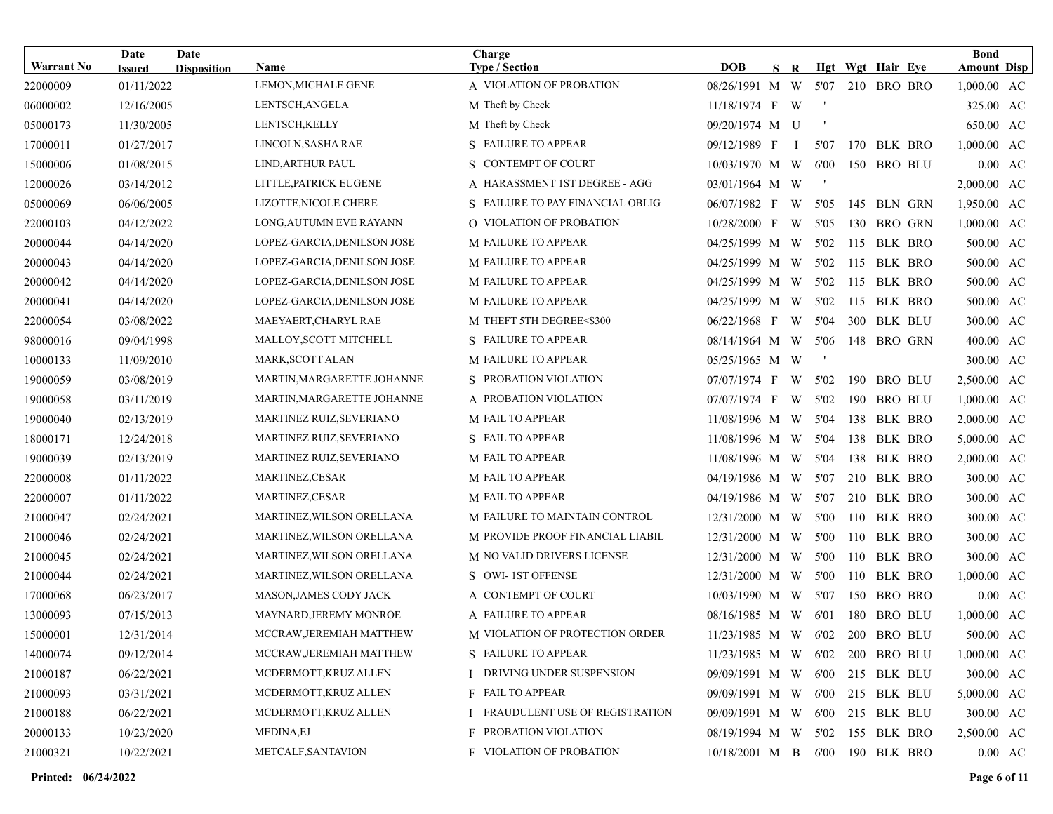| Warrant No | Date Issued | Date Disposition | Name | Charge Type / Section | | DOB | S | R | Hgt | Wgt | Hair | Eye | Bond Amount | Disp |
|---|---|---|---|---|---|---|---|---|---|---|---|---|---|---|
| 22000009 | 01/11/2022 | | LEMON,MICHALE GENE | A | VIOLATION OF PROBATION | 08/26/1991 | M | W | 5'07 | 210 | BRO | BRO | 1,000.00 | AC |
| 06000002 | 12/16/2005 | | LENTSCH,ANGELA | M | Theft by Check | 11/18/1974 | F | W | ' | | | | 325.00 | AC |
| 05000173 | 11/30/2005 | | LENTSCH,KELLY | M | Theft by Check | 09/20/1974 | M | U | ' | | | | 650.00 | AC |
| 17000011 | 01/27/2017 | | LINCOLN,SASHA RAE | S | FAILURE TO APPEAR | 09/12/1989 | F | I | 5'07 | 170 | BLK | BRO | 1,000.00 | AC |
| 15000006 | 01/08/2015 | | LIND,ARTHUR PAUL | S | CONTEMPT OF COURT | 10/03/1970 | M | W | 6'00 | 150 | BRO | BLU | 0.00 | AC |
| 12000026 | 03/14/2012 | | LITTLE,PATRICK EUGENE | A | HARASSMENT 1ST DEGREE - AGG | 03/01/1964 | M | W | ' | | | | 2,000.00 | AC |
| 05000069 | 06/06/2005 | | LIZOTTE,NICOLE CHERE | S | FAILURE TO PAY FINANCIAL OBLIG | 06/07/1982 | F | W | 5'05 | 145 | BLN | GRN | 1,950.00 | AC |
| 22000103 | 04/12/2022 | | LONG,AUTUMN EVE RAYANN | O | VIOLATION OF PROBATION | 10/28/2000 | F | W | 5'05 | 130 | BRO | GRN | 1,000.00 | AC |
| 20000044 | 04/14/2020 | | LOPEZ-GARCIA,DENILSON JOSE | M | FAILURE TO APPEAR | 04/25/1999 | M | W | 5'02 | 115 | BLK | BRO | 500.00 | AC |
| 20000043 | 04/14/2020 | | LOPEZ-GARCIA,DENILSON JOSE | M | FAILURE TO APPEAR | 04/25/1999 | M | W | 5'02 | 115 | BLK | BRO | 500.00 | AC |
| 20000042 | 04/14/2020 | | LOPEZ-GARCIA,DENILSON JOSE | M | FAILURE TO APPEAR | 04/25/1999 | M | W | 5'02 | 115 | BLK | BRO | 500.00 | AC |
| 20000041 | 04/14/2020 | | LOPEZ-GARCIA,DENILSON JOSE | M | FAILURE TO APPEAR | 04/25/1999 | M | W | 5'02 | 115 | BLK | BRO | 500.00 | AC |
| 22000054 | 03/08/2022 | | MAEYAERT,CHARYL RAE | M | THEFT 5TH DEGREE<$300 | 06/22/1968 | F | W | 5'04 | 300 | BLK | BLU | 300.00 | AC |
| 98000016 | 09/04/1998 | | MALLOY,SCOTT MITCHELL | S | FAILURE TO APPEAR | 08/14/1964 | M | W | 5'06 | 148 | BRO | GRN | 400.00 | AC |
| 10000133 | 11/09/2010 | | MARK,SCOTT ALAN | M | FAILURE TO APPEAR | 05/25/1965 | M | W | ' | | | | 300.00 | AC |
| 19000059 | 03/08/2019 | | MARTIN,MARGARETTE JOHANNE | S | PROBATION VIOLATION | 07/07/1974 | F | W | 5'02 | 190 | BRO | BLU | 2,500.00 | AC |
| 19000058 | 03/11/2019 | | MARTIN,MARGARETTE JOHANNE | A | PROBATION VIOLATION | 07/07/1974 | F | W | 5'02 | 190 | BRO | BLU | 1,000.00 | AC |
| 19000040 | 02/13/2019 | | MARTINEZ RUIZ,SEVERIANO | M | FAIL TO APPEAR | 11/08/1996 | M | W | 5'04 | 138 | BLK | BRO | 2,000.00 | AC |
| 18000171 | 12/24/2018 | | MARTINEZ RUIZ,SEVERIANO | S | FAIL TO APPEAR | 11/08/1996 | M | W | 5'04 | 138 | BLK | BRO | 5,000.00 | AC |
| 19000039 | 02/13/2019 | | MARTINEZ RUIZ,SEVERIANO | M | FAIL TO APPEAR | 11/08/1996 | M | W | 5'04 | 138 | BLK | BRO | 2,000.00 | AC |
| 22000008 | 01/11/2022 | | MARTINEZ,CESAR | M | FAIL TO APPEAR | 04/19/1986 | M | W | 5'07 | 210 | BLK | BRO | 300.00 | AC |
| 22000007 | 01/11/2022 | | MARTINEZ,CESAR | M | FAIL TO APPEAR | 04/19/1986 | M | W | 5'07 | 210 | BLK | BRO | 300.00 | AC |
| 21000047 | 02/24/2021 | | MARTINEZ,WILSON ORELLANA | M | FAILURE TO MAINTAIN CONTROL | 12/31/2000 | M | W | 5'00 | 110 | BLK | BRO | 300.00 | AC |
| 21000046 | 02/24/2021 | | MARTINEZ,WILSON ORELLANA | M | PROVIDE PROOF FINANCIAL LIABIL | 12/31/2000 | M | W | 5'00 | 110 | BLK | BRO | 300.00 | AC |
| 21000045 | 02/24/2021 | | MARTINEZ,WILSON ORELLANA | M | NO VALID DRIVERS LICENSE | 12/31/2000 | M | W | 5'00 | 110 | BLK | BRO | 300.00 | AC |
| 21000044 | 02/24/2021 | | MARTINEZ,WILSON ORELLANA | S | OWI- 1ST OFFENSE | 12/31/2000 | M | W | 5'00 | 110 | BLK | BRO | 1,000.00 | AC |
| 17000068 | 06/23/2017 | | MASON,JAMES CODY JACK | A | CONTEMPT OF COURT | 10/03/1990 | M | W | 5'07 | 150 | BRO | BRO | 0.00 | AC |
| 13000093 | 07/15/2013 | | MAYNARD,JEREMY MONROE | A | FAILURE TO APPEAR | 08/16/1985 | M | W | 6'01 | 180 | BRO | BLU | 1,000.00 | AC |
| 15000001 | 12/31/2014 | | MCCRAW,JEREMIAH MATTHEW | M | VIOLATION OF PROTECTION ORDER | 11/23/1985 | M | W | 6'02 | 200 | BRO | BLU | 500.00 | AC |
| 14000074 | 09/12/2014 | | MCCRAW,JEREMIAH MATTHEW | S | FAILURE TO APPEAR | 11/23/1985 | M | W | 6'02 | 200 | BRO | BLU | 1,000.00 | AC |
| 21000187 | 06/22/2021 | | MCDERMOTT,KRUZ ALLEN | I | DRIVING UNDER SUSPENSION | 09/09/1991 | M | W | 6'00 | 215 | BLK | BLU | 300.00 | AC |
| 21000093 | 03/31/2021 | | MCDERMOTT,KRUZ ALLEN | F | FAIL TO APPEAR | 09/09/1991 | M | W | 6'00 | 215 | BLK | BLU | 5,000.00 | AC |
| 21000188 | 06/22/2021 | | MCDERMOTT,KRUZ ALLEN | I | FRAUDULENT USE OF REGISTRATION | 09/09/1991 | M | W | 6'00 | 215 | BLK | BLU | 300.00 | AC |
| 20000133 | 10/23/2020 | | MEDINA,EJ | F | PROBATION VIOLATION | 08/19/1994 | M | W | 5'02 | 155 | BLK | BRO | 2,500.00 | AC |
| 21000321 | 10/22/2021 | | METCALF,SANTAVION | F | VIOLATION OF PROBATION | 10/18/2001 | M | B | 6'00 | 190 | BLK | BRO | 0.00 | AC |

**Printed: 06/24/2022**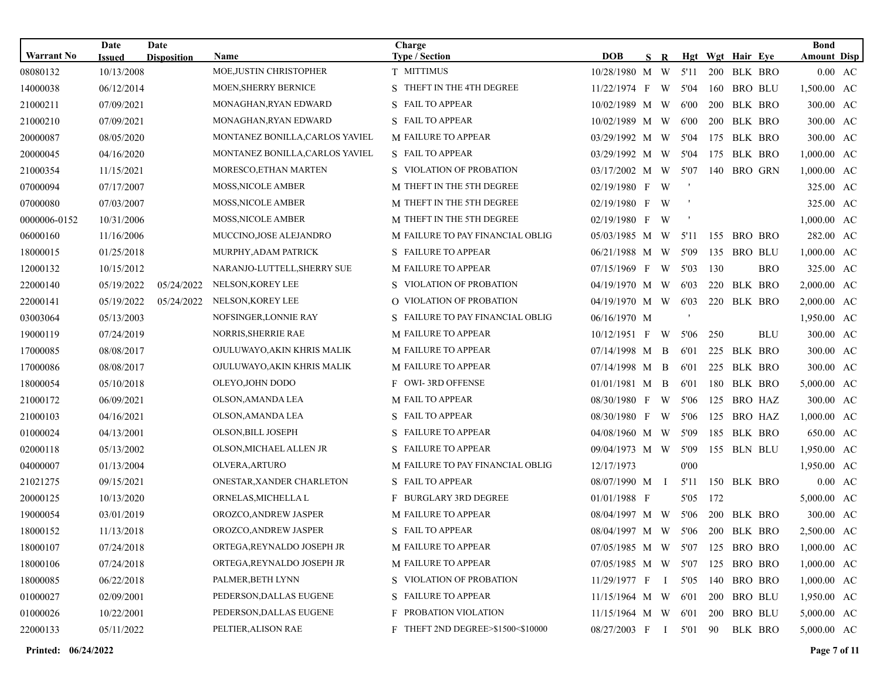| Warrant No | Date Issued | Date Disposition | Name | Charge Type / Section | | DOB | S | R | Hgt | Wgt | Hair | Eye | Bond Amount | Disp |
|---|---|---|---|---|---|---|---|---|---|---|---|---|---|---|
| 08080132 | 10/13/2008 | | MOE,JUSTIN CHRISTOPHER | T | MITTIMUS | 10/28/1980 | M | W | 5'11 | 200 | BLK | BRO | 0.00 | AC |
| 14000038 | 06/12/2014 | | MOEN,SHERRY BERNICE | S | THEFT IN THE 4TH DEGREE | 11/22/1974 | F | W | 5'04 | 160 | BRO | BLU | 1,500.00 | AC |
| 21000211 | 07/09/2021 | | MONAGHAN,RYAN EDWARD | S | FAIL TO APPEAR | 10/02/1989 | M | W | 6'00 | 200 | BLK | BRO | 300.00 | AC |
| 21000210 | 07/09/2021 | | MONAGHAN,RYAN EDWARD | S | FAIL TO APPEAR | 10/02/1989 | M | W | 6'00 | 200 | BLK | BRO | 300.00 | AC |
| 20000087 | 08/05/2020 | | MONTANEZ BONILLA,CARLOS YAVIEL | M | FAILURE TO APPEAR | 03/29/1992 | M | W | 5'04 | 175 | BLK | BRO | 300.00 | AC |
| 20000045 | 04/16/2020 | | MONTANEZ BONILLA,CARLOS YAVIEL | S | FAIL TO APPEAR | 03/29/1992 | M | W | 5'04 | 175 | BLK | BRO | 1,000.00 | AC |
| 21000354 | 11/15/2021 | | MORESCO,ETHAN MARTEN | S | VIOLATION OF PROBATION | 03/17/2002 | M | W | 5'07 | 140 | BRO | GRN | 1,000.00 | AC |
| 07000094 | 07/17/2007 | | MOSS,NICOLE AMBER | M | THEFT IN THE 5TH DEGREE | 02/19/1980 | F | W | ' | | | | 325.00 | AC |
| 07000080 | 07/03/2007 | | MOSS,NICOLE AMBER | M | THEFT IN THE 5TH DEGREE | 02/19/1980 | F | W | ' | | | | 325.00 | AC |
| 0000006-0152 | 10/31/2006 | | MOSS,NICOLE AMBER | M | THEFT IN THE 5TH DEGREE | 02/19/1980 | F | W | ' | | | | 1,000.00 | AC |
| 06000160 | 11/16/2006 | | MUCCINO,JOSE ALEJANDRO | M | FAILURE TO PAY FINANCIAL OBLIG | 05/03/1985 | M | W | 5'11 | 155 | BRO | BRO | 282.00 | AC |
| 18000015 | 01/25/2018 | | MURPHY,ADAM PATRICK | S | FAILURE TO APPEAR | 06/21/1988 | M | W | 5'09 | 135 | BRO | BLU | 1,000.00 | AC |
| 12000132 | 10/15/2012 | | NARANJO-LUTTELL,SHERRY SUE | M | FAILURE TO APPEAR | 07/15/1969 | F | W | 5'03 | 130 | | BRO | 325.00 | AC |
| 22000140 | 05/19/2022 | 05/24/2022 | NELSON,KOREY LEE | S | VIOLATION OF PROBATION | 04/19/1970 | M | W | 6'03 | 220 | BLK | BRO | 2,000.00 | AC |
| 22000141 | 05/19/2022 | 05/24/2022 | NELSON,KOREY LEE | O | VIOLATION OF PROBATION | 04/19/1970 | M | W | 6'03 | 220 | BLK | BRO | 2,000.00 | AC |
| 03003064 | 05/13/2003 | | NOFSINGER,LONNIE RAY | S | FAILURE TO PAY FINANCIAL OBLIG | 06/16/1970 | M | | ' | | | | 1,950.00 | AC |
| 19000119 | 07/24/2019 | | NORRIS,SHERRIE RAE | M | FAILURE TO APPEAR | 10/12/1951 | F | W | 5'06 | 250 | | BLU | 300.00 | AC |
| 17000085 | 08/08/2017 | | OJULUWAYO,AKIN KHRIS MALIK | M | FAILURE TO APPEAR | 07/14/1998 | M | B | 6'01 | 225 | BLK | BRO | 300.00 | AC |
| 17000086 | 08/08/2017 | | OJULUWAYO,AKIN KHRIS MALIK | M | FAILURE TO APPEAR | 07/14/1998 | M | B | 6'01 | 225 | BLK | BRO | 300.00 | AC |
| 18000054 | 05/10/2018 | | OLEYO,JOHN DODO | F | OWI- 3RD OFFENSE | 01/01/1981 | M | B | 6'01 | 180 | BLK | BRO | 5,000.00 | AC |
| 21000172 | 06/09/2021 | | OLSON,AMANDA LEA | M | FAIL TO APPEAR | 08/30/1980 | F | W | 5'06 | 125 | BRO | HAZ | 300.00 | AC |
| 21000103 | 04/16/2021 | | OLSON,AMANDA LEA | S | FAIL TO APPEAR | 08/30/1980 | F | W | 5'06 | 125 | BRO | HAZ | 1,000.00 | AC |
| 01000024 | 04/13/2001 | | OLSON,BILL JOSEPH | S | FAILURE TO APPEAR | 04/08/1960 | M | W | 5'09 | 185 | BLK | BRO | 650.00 | AC |
| 02000118 | 05/13/2002 | | OLSON,MICHAEL ALLEN JR | S | FAILURE TO APPEAR | 09/04/1973 | M | W | 5'09 | 155 | BLN | BLU | 1,950.00 | AC |
| 04000007 | 01/13/2004 | | OLVERA,ARTURO | M | FAILURE TO PAY FINANCIAL OBLIG | 12/17/1973 | | | 0'00 | | | | 1,950.00 | AC |
| 21021275 | 09/15/2021 | | ONESTAR,XANDER CHARLETON | S | FAIL TO APPEAR | 08/07/1990 | M | I | 5'11 | 150 | BLK | BRO | 0.00 | AC |
| 20000125 | 10/13/2020 | | ORNELAS,MICHELLA L | F | BURGLARY 3RD DEGREE | 01/01/1988 | F | | 5'05 | 172 | | | 5,000.00 | AC |
| 19000054 | 03/01/2019 | | OROZCO,ANDREW JASPER | M | FAILURE TO APPEAR | 08/04/1997 | M | W | 5'06 | 200 | BLK | BRO | 300.00 | AC |
| 18000152 | 11/13/2018 | | OROZCO,ANDREW JASPER | S | FAIL TO APPEAR | 08/04/1997 | M | W | 5'06 | 200 | BLK | BRO | 2,500.00 | AC |
| 18000107 | 07/24/2018 | | ORTEGA,REYNALDO JOSEPH JR | M | FAILURE TO APPEAR | 07/05/1985 | M | W | 5'07 | 125 | BRO | BRO | 1,000.00 | AC |
| 18000106 | 07/24/2018 | | ORTEGA,REYNALDO JOSEPH JR | M | FAILURE TO APPEAR | 07/05/1985 | M | W | 5'07 | 125 | BRO | BRO | 1,000.00 | AC |
| 18000085 | 06/22/2018 | | PALMER,BETH LYNN | S | VIOLATION OF PROBATION | 11/29/1977 | F | I | 5'05 | 140 | BRO | BRO | 1,000.00 | AC |
| 01000027 | 02/09/2001 | | PEDERSON,DALLAS EUGENE | S | FAILURE TO APPEAR | 11/15/1964 | M | W | 6'01 | 200 | BRO | BLU | 1,950.00 | AC |
| 01000026 | 10/22/2001 | | PEDERSON,DALLAS EUGENE | F | PROBATION VIOLATION | 11/15/1964 | M | W | 6'01 | 200 | BRO | BLU | 5,000.00 | AC |
| 22000133 | 05/11/2022 | | PELTIER,ALISON RAE | F | THEFT 2ND DEGREE>$1500<$10000 | 08/27/2003 | F | I | 5'01 | 90 | BLK | BRO | 5,000.00 | AC |

**Printed: 06/24/2022**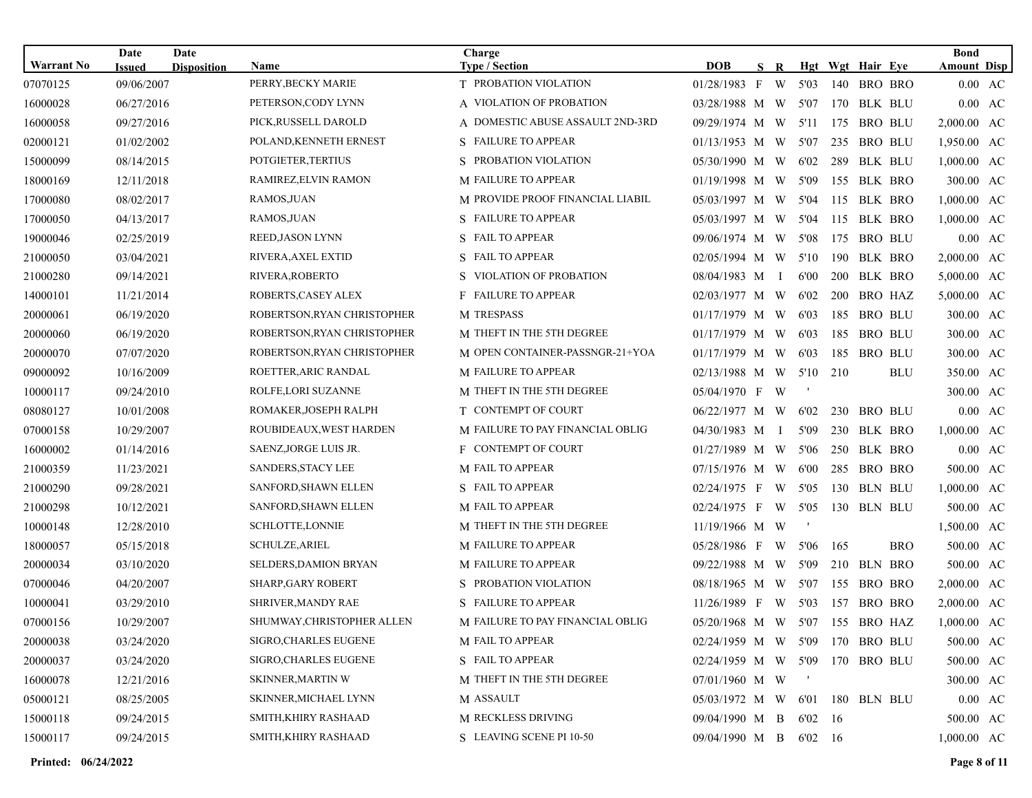| Warrant No | Date Issued | Date Disposition | Name | Charge Type / Section | | DOB | S | R | Hgt | Wgt | Hair | Eye | Bond Amount | Disp |
|---|---|---|---|---|---|---|---|---|---|---|---|---|---|---|
| 07070125 | 09/06/2007 | | PERRY,BECKY MARIE | T | PROBATION VIOLATION | 01/28/1983 | F | W | 5'03 | 140 | BRO | BRO | 0.00 | AC |
| 16000028 | 06/27/2016 | | PETERSON,CODY LYNN | A | VIOLATION OF PROBATION | 03/28/1988 | M | W | 5'07 | 170 | BLK | BLU | 0.00 | AC |
| 16000058 | 09/27/2016 | | PICK,RUSSELL DAROLD | A | DOMESTIC ABUSE ASSAULT 2ND-3RD | 09/29/1974 | M | W | 5'11 | 175 | BRO | BLU | 2,000.00 | AC |
| 02000121 | 01/02/2002 | | POLAND,KENNETH ERNEST | S | FAILURE TO APPEAR | 01/13/1953 | M | W | 5'07 | 235 | BRO | BLU | 1,950.00 | AC |
| 15000099 | 08/14/2015 | | POTGIETER,TERTIUS | S | PROBATION VIOLATION | 05/30/1990 | M | W | 6'02 | 289 | BLK | BLU | 1,000.00 | AC |
| 18000169 | 12/11/2018 | | RAMIREZ,ELVIN RAMON | M | FAILURE TO APPEAR | 01/19/1998 | M | W | 5'09 | 155 | BLK | BRO | 300.00 | AC |
| 17000080 | 08/02/2017 | | RAMOS,JUAN | M | PROVIDE PROOF FINANCIAL LIABIL | 05/03/1997 | M | W | 5'04 | 115 | BLK | BRO | 1,000.00 | AC |
| 17000050 | 04/13/2017 | | RAMOS,JUAN | S | FAILURE TO APPEAR | 05/03/1997 | M | W | 5'04 | 115 | BLK | BRO | 1,000.00 | AC |
| 19000046 | 02/25/2019 | | REED,JASON LYNN | S | FAIL TO APPEAR | 09/06/1974 | M | W | 5'08 | 175 | BRO | BLU | 0.00 | AC |
| 21000050 | 03/04/2021 | | RIVERA,AXEL EXTID | S | FAIL TO APPEAR | 02/05/1994 | M | W | 5'10 | 190 | BLK | BRO | 2,000.00 | AC |
| 21000280 | 09/14/2021 | | RIVERA,ROBERTO | S | VIOLATION OF PROBATION | 08/04/1983 | M | I | 6'00 | 200 | BLK | BRO | 5,000.00 | AC |
| 14000101 | 11/21/2014 | | ROBERTS,CASEY ALEX | F | FAILURE TO APPEAR | 02/03/1977 | M | W | 6'02 | 200 | BRO | HAZ | 5,000.00 | AC |
| 20000061 | 06/19/2020 | | ROBERTSON,RYAN CHRISTOPHER | M | TRESPASS | 01/17/1979 | M | W | 6'03 | 185 | BRO | BLU | 300.00 | AC |
| 20000060 | 06/19/2020 | | ROBERTSON,RYAN CHRISTOPHER | M | THEFT IN THE 5TH DEGREE | 01/17/1979 | M | W | 6'03 | 185 | BRO | BLU | 300.00 | AC |
| 20000070 | 07/07/2020 | | ROBERTSON,RYAN CHRISTOPHER | M | OPEN CONTAINER-PASSNGR-21+YOA | 01/17/1979 | M | W | 6'03 | 185 | BRO | BLU | 300.00 | AC |
| 09000092 | 10/16/2009 | | ROETTER,ARIC RANDAL | M | FAILURE TO APPEAR | 02/13/1988 | M | W | 5'10 | 210 | | BLU | 350.00 | AC |
| 10000117 | 09/24/2010 | | ROLFE,LORI SUZANNE | M | THEFT IN THE 5TH DEGREE | 05/04/1970 | F | W | ' | | | | 300.00 | AC |
| 08080127 | 10/01/2008 | | ROMAKER,JOSEPH RALPH | T | CONTEMPT OF COURT | 06/22/1977 | M | W | 6'02 | 230 | BRO | BLU | 0.00 | AC |
| 07000158 | 10/29/2007 | | ROUBIDEAUX,WEST HARDEN | M | FAILURE TO PAY FINANCIAL OBLIG | 04/30/1983 | M | I | 5'09 | 230 | BLK | BRO | 1,000.00 | AC |
| 16000002 | 01/14/2016 | | SAENZ,JORGE LUIS JR. | F | CONTEMPT OF COURT | 01/27/1989 | M | W | 5'06 | 250 | BLK | BRO | 0.00 | AC |
| 21000359 | 11/23/2021 | | SANDERS,STACY LEE | M | FAIL TO APPEAR | 07/15/1976 | M | W | 6'00 | 285 | BRO | BRO | 500.00 | AC |
| 21000290 | 09/28/2021 | | SANFORD,SHAWN ELLEN | S | FAIL TO APPEAR | 02/24/1975 | F | W | 5'05 | 130 | BLN | BLU | 1,000.00 | AC |
| 21000298 | 10/12/2021 | | SANFORD,SHAWN ELLEN | M | FAIL TO APPEAR | 02/24/1975 | F | W | 5'05 | 130 | BLN | BLU | 500.00 | AC |
| 10000148 | 12/28/2010 | | SCHLOTTE,LONNIE | M | THEFT IN THE 5TH DEGREE | 11/19/1966 | M | W | ' | | | | 1,500.00 | AC |
| 18000057 | 05/15/2018 | | SCHULZE,ARIEL | M | FAILURE TO APPEAR | 05/28/1986 | F | W | 5'06 | 165 | | BRO | 500.00 | AC |
| 20000034 | 03/10/2020 | | SELDERS,DAMION BRYAN | M | FAILURE TO APPEAR | 09/22/1988 | M | W | 5'09 | 210 | BLN | BRO | 500.00 | AC |
| 07000046 | 04/20/2007 | | SHARP,GARY ROBERT | S | PROBATION VIOLATION | 08/18/1965 | M | W | 5'07 | 155 | BRO | BRO | 2,000.00 | AC |
| 10000041 | 03/29/2010 | | SHRIVER,MANDY RAE | S | FAILURE TO APPEAR | 11/26/1989 | F | W | 5'03 | 157 | BRO | BRO | 2,000.00 | AC |
| 07000156 | 10/29/2007 | | SHUMWAY,CHRISTOPHER ALLEN | M | FAILURE TO PAY FINANCIAL OBLIG | 05/20/1968 | M | W | 5'07 | 155 | BRO | HAZ | 1,000.00 | AC |
| 20000038 | 03/24/2020 | | SIGRO,CHARLES EUGENE | M | FAIL TO APPEAR | 02/24/1959 | M | W | 5'09 | 170 | BRO | BLU | 500.00 | AC |
| 20000037 | 03/24/2020 | | SIGRO,CHARLES EUGENE | S | FAIL TO APPEAR | 02/24/1959 | M | W | 5'09 | 170 | BRO | BLU | 500.00 | AC |
| 16000078 | 12/21/2016 | | SKINNER,MARTIN W | M | THEFT IN THE 5TH DEGREE | 07/01/1960 | M | W | ' | | | | 300.00 | AC |
| 05000121 | 08/25/2005 | | SKINNER,MICHAEL LYNN | M | ASSAULT | 05/03/1972 | M | W | 6'01 | 180 | BLN | BLU | 0.00 | AC |
| 15000118 | 09/24/2015 | | SMITH,KHIRY RASHAAD | M | RECKLESS DRIVING | 09/04/1990 | M | B | 6'02 | 16 | | | 500.00 | AC |
| 15000117 | 09/24/2015 | | SMITH,KHIRY RASHAAD | S | LEAVING SCENE PI 10-50 | 09/04/1990 | M | B | 6'02 | 16 | | | 1,000.00 | AC |

**Printed: 06/24/2022**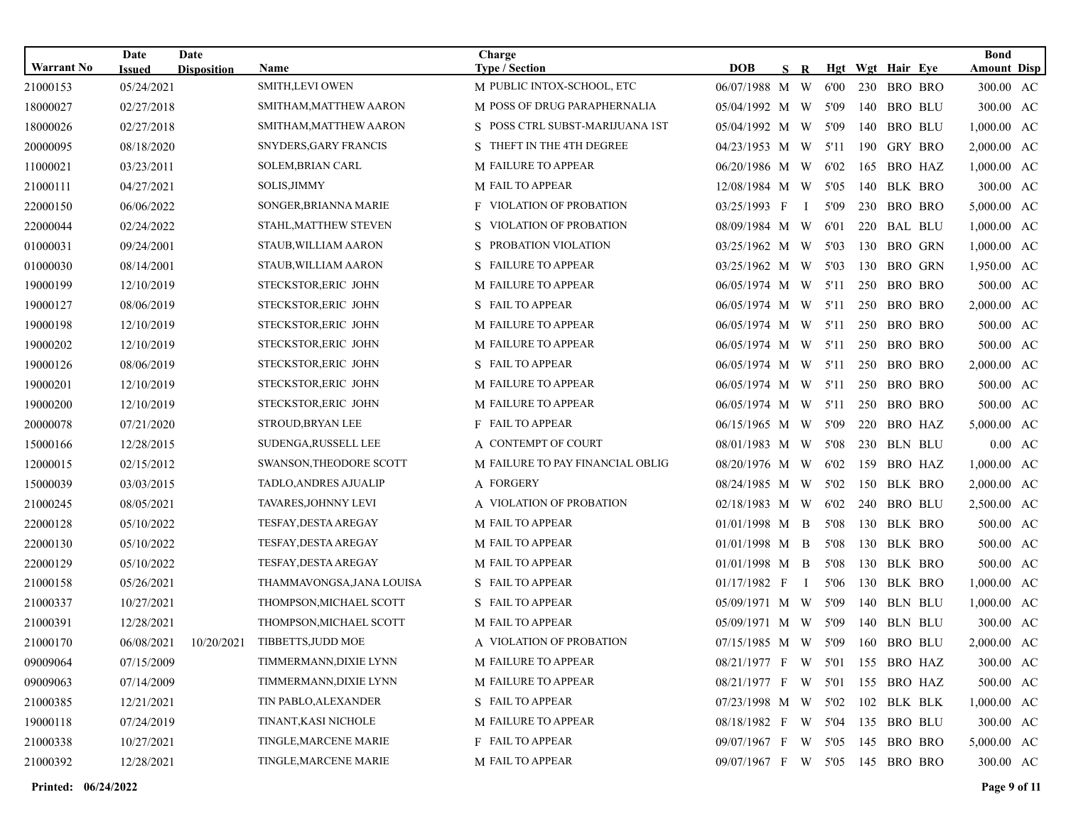| Warrant No | Date Issued | Date Disposition | Name | Charge Type / Section | DOB | S | R | Hgt | Wgt | Hair | Eye | Bond Amount | Disp |
|---|---|---|---|---|---|---|---|---|---|---|---|---|---|
| 21000153 | 05/24/2021 | | SMITH,LEVI OWEN | M PUBLIC INTOX-SCHOOL, ETC | 06/07/1988 | M | W | 6'00 | 230 | BRO | BRO | 300.00 | AC |
| 18000027 | 02/27/2018 | | SMITHAM,MATTHEW AARON | M POSS OF DRUG PARAPHERNALIA | 05/04/1992 | M | W | 5'09 | 140 | BRO | BLU | 300.00 | AC |
| 18000026 | 02/27/2018 | | SMITHAM,MATTHEW AARON | S POSS CTRL SUBST-MARIJUANA 1ST | 05/04/1992 | M | W | 5'09 | 140 | BRO | BLU | 1,000.00 | AC |
| 20000095 | 08/18/2020 | | SNYDERS,GARY FRANCIS | S THEFT IN THE 4TH DEGREE | 04/23/1953 | M | W | 5'11 | 190 | GRY | BRO | 2,000.00 | AC |
| 11000021 | 03/23/2011 | | SOLEM,BRIAN CARL | M FAILURE TO APPEAR | 06/20/1986 | M | W | 6'02 | 165 | BRO | HAZ | 1,000.00 | AC |
| 21000111 | 04/27/2021 | | SOLIS,JIMMY | M FAIL TO APPEAR | 12/08/1984 | M | W | 5'05 | 140 | BLK | BRO | 300.00 | AC |
| 22000150 | 06/06/2022 | | SONGER,BRIANNA MARIE | F VIOLATION OF PROBATION | 03/25/1993 | F | I | 5'09 | 230 | BRO | BRO | 5,000.00 | AC |
| 22000044 | 02/24/2022 | | STAHL,MATTHEW STEVEN | S VIOLATION OF PROBATION | 08/09/1984 | M | W | 6'01 | 220 | BAL | BLU | 1,000.00 | AC |
| 01000031 | 09/24/2001 | | STAUB,WILLIAM AARON | S PROBATION VIOLATION | 03/25/1962 | M | W | 5'03 | 130 | BRO | GRN | 1,000.00 | AC |
| 01000030 | 08/14/2001 | | STAUB,WILLIAM AARON | S FAILURE TO APPEAR | 03/25/1962 | M | W | 5'03 | 130 | BRO | GRN | 1,950.00 | AC |
| 19000199 | 12/10/2019 | | STECKSTOR,ERIC JOHN | M FAILURE TO APPEAR | 06/05/1974 | M | W | 5'11 | 250 | BRO | BRO | 500.00 | AC |
| 19000127 | 08/06/2019 | | STECKSTOR,ERIC JOHN | S FAIL TO APPEAR | 06/05/1974 | M | W | 5'11 | 250 | BRO | BRO | 2,000.00 | AC |
| 19000198 | 12/10/2019 | | STECKSTOR,ERIC JOHN | M FAILURE TO APPEAR | 06/05/1974 | M | W | 5'11 | 250 | BRO | BRO | 500.00 | AC |
| 19000202 | 12/10/2019 | | STECKSTOR,ERIC JOHN | M FAILURE TO APPEAR | 06/05/1974 | M | W | 5'11 | 250 | BRO | BRO | 500.00 | AC |
| 19000126 | 08/06/2019 | | STECKSTOR,ERIC JOHN | S FAIL TO APPEAR | 06/05/1974 | M | W | 5'11 | 250 | BRO | BRO | 2,000.00 | AC |
| 19000201 | 12/10/2019 | | STECKSTOR,ERIC JOHN | M FAILURE TO APPEAR | 06/05/1974 | M | W | 5'11 | 250 | BRO | BRO | 500.00 | AC |
| 19000200 | 12/10/2019 | | STECKSTOR,ERIC JOHN | M FAILURE TO APPEAR | 06/05/1974 | M | W | 5'11 | 250 | BRO | BRO | 500.00 | AC |
| 20000078 | 07/21/2020 | | STROUD,BRYAN LEE | F FAIL TO APPEAR | 06/15/1965 | M | W | 5'09 | 220 | BRO | HAZ | 5,000.00 | AC |
| 15000166 | 12/28/2015 | | SUDENGA,RUSSELL LEE | A CONTEMPT OF COURT | 08/01/1983 | M | W | 5'08 | 230 | BLN | BLU | 0.00 | AC |
| 12000015 | 02/15/2012 | | SWANSON,THEODORE SCOTT | M FAILURE TO PAY FINANCIAL OBLIG | 08/20/1976 | M | W | 6'02 | 159 | BRO | HAZ | 1,000.00 | AC |
| 15000039 | 03/03/2015 | | TADLO,ANDRES AJUALIP | A FORGERY | 08/24/1985 | M | W | 5'02 | 150 | BLK | BRO | 2,000.00 | AC |
| 21000245 | 08/05/2021 | | TAVARES,JOHNNY LEVI | A VIOLATION OF PROBATION | 02/18/1983 | M | W | 6'02 | 240 | BRO | BLU | 2,500.00 | AC |
| 22000128 | 05/10/2022 | | TESFAY,DESTA AREGAY | M FAIL TO APPEAR | 01/01/1998 | M | B | 5'08 | 130 | BLK | BRO | 500.00 | AC |
| 22000130 | 05/10/2022 | | TESFAY,DESTA AREGAY | M FAIL TO APPEAR | 01/01/1998 | M | B | 5'08 | 130 | BLK | BRO | 500.00 | AC |
| 22000129 | 05/10/2022 | | TESFAY,DESTA AREGAY | M FAIL TO APPEAR | 01/01/1998 | M | B | 5'08 | 130 | BLK | BRO | 500.00 | AC |
| 21000158 | 05/26/2021 | | THAMMAVONGSA,JANA LOUISA | S FAIL TO APPEAR | 01/17/1982 | F | I | 5'06 | 130 | BLK | BRO | 1,000.00 | AC |
| 21000337 | 10/27/2021 | | THOMPSON,MICHAEL SCOTT | S FAIL TO APPEAR | 05/09/1971 | M | W | 5'09 | 140 | BLN | BLU | 1,000.00 | AC |
| 21000391 | 12/28/2021 | | THOMPSON,MICHAEL SCOTT | M FAIL TO APPEAR | 05/09/1971 | M | W | 5'09 | 140 | BLN | BLU | 300.00 | AC |
| 21000170 | 06/08/2021 | 10/20/2021 | TIBBETTS,JUDD MOE | A VIOLATION OF PROBATION | 07/15/1985 | M | W | 5'09 | 160 | BRO | BLU | 2,000.00 | AC |
| 09009064 | 07/15/2009 | | TIMMERMANN,DIXIE LYNN | M FAILURE TO APPEAR | 08/21/1977 | F | W | 5'01 | 155 | BRO | HAZ | 300.00 | AC |
| 09009063 | 07/14/2009 | | TIMMERMANN,DIXIE LYNN | M FAILURE TO APPEAR | 08/21/1977 | F | W | 5'01 | 155 | BRO | HAZ | 500.00 | AC |
| 21000385 | 12/21/2021 | | TIN PABLO,ALEXANDER | S FAIL TO APPEAR | 07/23/1998 | M | W | 5'02 | 102 | BLK | BLK | 1,000.00 | AC |
| 19000118 | 07/24/2019 | | TINANT,KASI NICHOLE | M FAILURE TO APPEAR | 08/18/1982 | F | W | 5'04 | 135 | BRO | BLU | 300.00 | AC |
| 21000338 | 10/27/2021 | | TINGLE,MARCENE MARIE | F FAIL TO APPEAR | 09/07/1967 | F | W | 5'05 | 145 | BRO | BRO | 5,000.00 | AC |
| 21000392 | 12/28/2021 | | TINGLE,MARCENE MARIE | M FAIL TO APPEAR | 09/07/1967 | F | W | 5'05 | 145 | BRO | BRO | 300.00 | AC |

**Printed: 06/24/2022**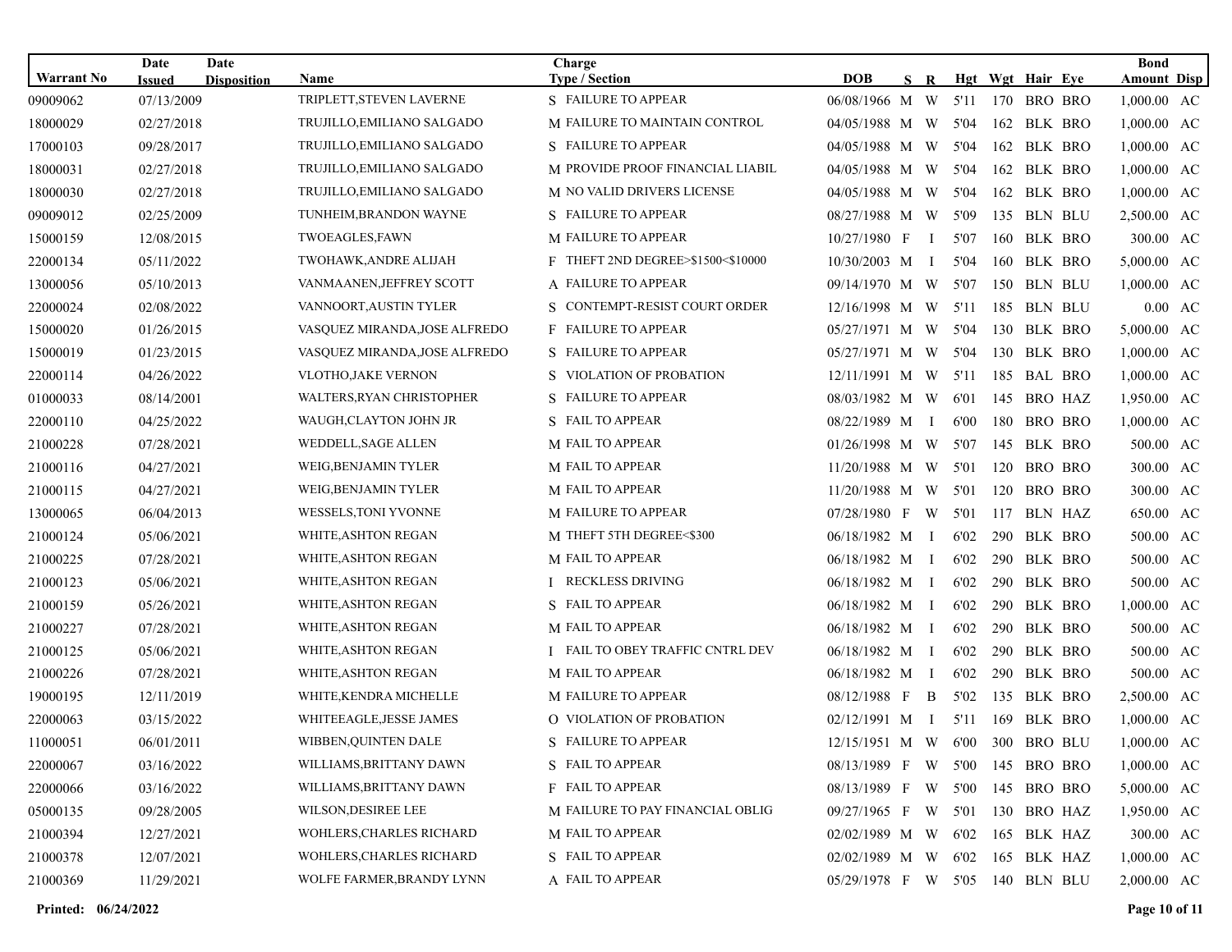| Warrant No | Date Issued | Date Disposition | Name | Charge Type / Section | | DOB | S | R | Hgt | Wgt | Hair | Eye | Bond Amount | Disp |
|---|---|---|---|---|---|---|---|---|---|---|---|---|---|---|
| 09009062 | 07/13/2009 | | TRIPLETT,STEVEN LAVERNE | S | FAILURE TO APPEAR | 06/08/1966 | M | W | 5'11 | 170 | BRO | BRO | 1,000.00 | AC |
| 18000029 | 02/27/2018 | | TRUJILLO,EMILIANO SALGADO | M | FAILURE TO MAINTAIN CONTROL | 04/05/1988 | M | W | 5'04 | 162 | BLK | BRO | 1,000.00 | AC |
| 17000103 | 09/28/2017 | | TRUJILLO,EMILIANO SALGADO | S | FAILURE TO APPEAR | 04/05/1988 | M | W | 5'04 | 162 | BLK | BRO | 1,000.00 | AC |
| 18000031 | 02/27/2018 | | TRUJILLO,EMILIANO SALGADO | M | PROVIDE PROOF FINANCIAL LIABIL | 04/05/1988 | M | W | 5'04 | 162 | BLK | BRO | 1,000.00 | AC |
| 18000030 | 02/27/2018 | | TRUJILLO,EMILIANO SALGADO | M | NO VALID DRIVERS LICENSE | 04/05/1988 | M | W | 5'04 | 162 | BLK | BRO | 1,000.00 | AC |
| 09009012 | 02/25/2009 | | TUNHEIM,BRANDON WAYNE | S | FAILURE TO APPEAR | 08/27/1988 | M | W | 5'09 | 135 | BLN | BLU | 2,500.00 | AC |
| 15000159 | 12/08/2015 | | TWOEAGLES,FAWN | M | FAILURE TO APPEAR | 10/27/1980 | F | I | 5'07 | 160 | BLK | BRO | 300.00 | AC |
| 22000134 | 05/11/2022 | | TWOHAWK,ANDRE ALIJAH | F | THEFT 2ND DEGREE>$1500<$10000 | 10/30/2003 | M | I | 5'04 | 160 | BLK | BRO | 5,000.00 | AC |
| 13000056 | 05/10/2013 | | VANMAANEN,JEFFREY SCOTT | A | FAILURE TO APPEAR | 09/14/1970 | M | W | 5'07 | 150 | BLN | BLU | 1,000.00 | AC |
| 22000024 | 02/08/2022 | | VANNOORT,AUSTIN TYLER | S | CONTEMPT-RESIST COURT ORDER | 12/16/1998 | M | W | 5'11 | 185 | BLN | BLU | 0.00 | AC |
| 15000020 | 01/26/2015 | | VASQUEZ MIRANDA,JOSE ALFREDO | F | FAILURE TO APPEAR | 05/27/1971 | M | W | 5'04 | 130 | BLK | BRO | 5,000.00 | AC |
| 15000019 | 01/23/2015 | | VASQUEZ MIRANDA,JOSE ALFREDO | S | FAILURE TO APPEAR | 05/27/1971 | M | W | 5'04 | 130 | BLK | BRO | 1,000.00 | AC |
| 22000114 | 04/26/2022 | | VLOTHO,JAKE VERNON | S | VIOLATION OF PROBATION | 12/11/1991 | M | W | 5'11 | 185 | BAL | BRO | 1,000.00 | AC |
| 01000033 | 08/14/2001 | | WALTERS,RYAN CHRISTOPHER | S | FAILURE TO APPEAR | 08/03/1982 | M | W | 6'01 | 145 | BRO | HAZ | 1,950.00 | AC |
| 22000110 | 04/25/2022 | | WAUGH,CLAYTON JOHN JR | S | FAIL TO APPEAR | 08/22/1989 | M | I | 6'00 | 180 | BRO | BRO | 1,000.00 | AC |
| 21000228 | 07/28/2021 | | WEDDELL,SAGE ALLEN | M | FAIL TO APPEAR | 01/26/1998 | M | W | 5'07 | 145 | BLK | BRO | 500.00 | AC |
| 21000116 | 04/27/2021 | | WEIG,BENJAMIN TYLER | M | FAIL TO APPEAR | 11/20/1988 | M | W | 5'01 | 120 | BRO | BRO | 300.00 | AC |
| 21000115 | 04/27/2021 | | WEIG,BENJAMIN TYLER | M | FAIL TO APPEAR | 11/20/1988 | M | W | 5'01 | 120 | BRO | BRO | 300.00 | AC |
| 13000065 | 06/04/2013 | | WESSELS,TONI YVONNE | M | FAILURE TO APPEAR | 07/28/1980 | F | W | 5'01 | 117 | BLN | HAZ | 650.00 | AC |
| 21000124 | 05/06/2021 | | WHITE,ASHTON REGAN | M | THEFT 5TH DEGREE<$300 | 06/18/1982 | M | I | 6'02 | 290 | BLK | BRO | 500.00 | AC |
| 21000225 | 07/28/2021 | | WHITE,ASHTON REGAN | M | FAIL TO APPEAR | 06/18/1982 | M | I | 6'02 | 290 | BLK | BRO | 500.00 | AC |
| 21000123 | 05/06/2021 | | WHITE,ASHTON REGAN | I | RECKLESS DRIVING | 06/18/1982 | M | I | 6'02 | 290 | BLK | BRO | 500.00 | AC |
| 21000159 | 05/26/2021 | | WHITE,ASHTON REGAN | S | FAIL TO APPEAR | 06/18/1982 | M | I | 6'02 | 290 | BLK | BRO | 1,000.00 | AC |
| 21000227 | 07/28/2021 | | WHITE,ASHTON REGAN | M | FAIL TO APPEAR | 06/18/1982 | M | I | 6'02 | 290 | BLK | BRO | 500.00 | AC |
| 21000125 | 05/06/2021 | | WHITE,ASHTON REGAN | I | FAIL TO OBEY TRAFFIC CNTRL DEV | 06/18/1982 | M | I | 6'02 | 290 | BLK | BRO | 500.00 | AC |
| 21000226 | 07/28/2021 | | WHITE,ASHTON REGAN | M | FAIL TO APPEAR | 06/18/1982 | M | I | 6'02 | 290 | BLK | BRO | 500.00 | AC |
| 19000195 | 12/11/2019 | | WHITE,KENDRA MICHELLE | M | FAILURE TO APPEAR | 08/12/1988 | F | B | 5'02 | 135 | BLK | BRO | 2,500.00 | AC |
| 22000063 | 03/15/2022 | | WHITEEAGLE,JESSE JAMES | O | VIOLATION OF PROBATION | 02/12/1991 | M | I | 5'11 | 169 | BLK | BRO | 1,000.00 | AC |
| 11000051 | 06/01/2011 | | WIBBEN,QUINTEN DALE | S | FAILURE TO APPEAR | 12/15/1951 | M | W | 6'00 | 300 | BRO | BLU | 1,000.00 | AC |
| 22000067 | 03/16/2022 | | WILLIAMS,BRITTANY DAWN | S | FAIL TO APPEAR | 08/13/1989 | F | W | 5'00 | 145 | BRO | BRO | 1,000.00 | AC |
| 22000066 | 03/16/2022 | | WILLIAMS,BRITTANY DAWN | F | FAIL TO APPEAR | 08/13/1989 | F | W | 5'00 | 145 | BRO | BRO | 5,000.00 | AC |
| 05000135 | 09/28/2005 | | WILSON,DESIREE LEE | M | FAILURE TO PAY FINANCIAL OBLIG | 09/27/1965 | F | W | 5'01 | 130 | BRO | HAZ | 1,950.00 | AC |
| 21000394 | 12/27/2021 | | WOHLERS,CHARLES RICHARD | M | FAIL TO APPEAR | 02/02/1989 | M | W | 6'02 | 165 | BLK | HAZ | 300.00 | AC |
| 21000378 | 12/07/2021 | | WOHLERS,CHARLES RICHARD | S | FAIL TO APPEAR | 02/02/1989 | M | W | 6'02 | 165 | BLK | HAZ | 1,000.00 | AC |
| 21000369 | 11/29/2021 | | WOLFE FARMER,BRANDY LYNN | A | FAIL TO APPEAR | 05/29/1978 | F | W | 5'05 | 140 | BLN | BLU | 2,000.00 | AC |

**Printed: 06/24/2022**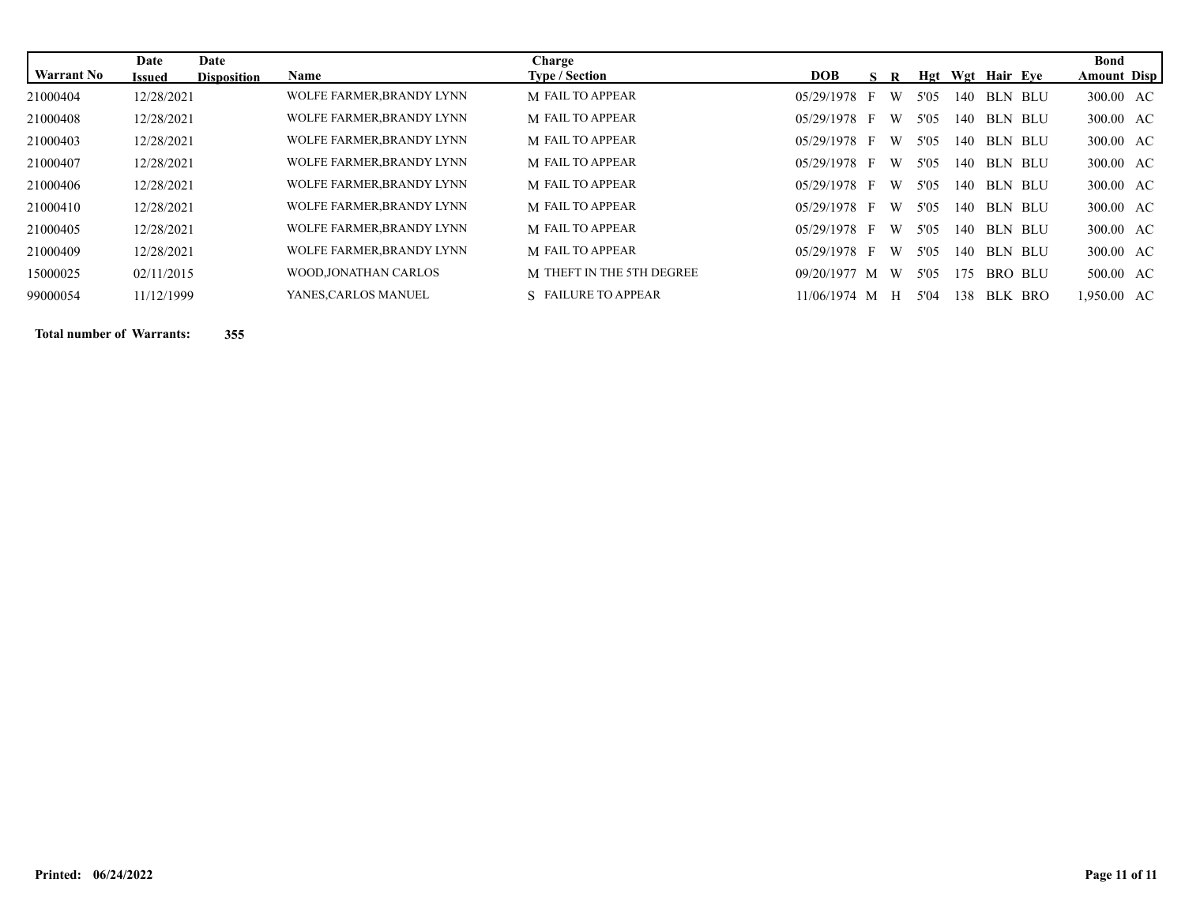| Warrant No | Date Issued | Date Disposition | Name | Charge Type / Section | DOB | S | R | Hgt | Wgt | Hair | Eye | Bond Amount | Disp |
|---|---|---|---|---|---|---|---|---|---|---|---|---|---|
| 21000404 | 12/28/2021 | | WOLFE FARMER,BRANDY LYNN | M FAIL TO APPEAR | 05/29/1978 | F | W | 5'05 | 140 | BLN | BLU | 300.00 | AC |
| 21000408 | 12/28/2021 | | WOLFE FARMER,BRANDY LYNN | M FAIL TO APPEAR | 05/29/1978 | F | W | 5'05 | 140 | BLN | BLU | 300.00 | AC |
| 21000403 | 12/28/2021 | | WOLFE FARMER,BRANDY LYNN | M FAIL TO APPEAR | 05/29/1978 | F | W | 5'05 | 140 | BLN | BLU | 300.00 | AC |
| 21000407 | 12/28/2021 | | WOLFE FARMER,BRANDY LYNN | M FAIL TO APPEAR | 05/29/1978 | F | W | 5'05 | 140 | BLN | BLU | 300.00 | AC |
| 21000406 | 12/28/2021 | | WOLFE FARMER,BRANDY LYNN | M FAIL TO APPEAR | 05/29/1978 | F | W | 5'05 | 140 | BLN | BLU | 300.00 | AC |
| 21000410 | 12/28/2021 | | WOLFE FARMER,BRANDY LYNN | M FAIL TO APPEAR | 05/29/1978 | F | W | 5'05 | 140 | BLN | BLU | 300.00 | AC |
| 21000405 | 12/28/2021 | | WOLFE FARMER,BRANDY LYNN | M FAIL TO APPEAR | 05/29/1978 | F | W | 5'05 | 140 | BLN | BLU | 300.00 | AC |
| 21000409 | 12/28/2021 | | WOLFE FARMER,BRANDY LYNN | M FAIL TO APPEAR | 05/29/1978 | F | W | 5'05 | 140 | BLN | BLU | 300.00 | AC |
| 15000025 | 02/11/2015 | | WOOD,JONATHAN CARLOS | M THEFT IN THE 5TH DEGREE | 09/20/1977 | M | W | 5'05 | 175 | BRO | BLU | 500.00 | AC |
| 99000054 | 11/12/1999 | | YANES,CARLOS MANUEL | S FAILURE TO APPEAR | 11/06/1974 | M | H | 5'04 | 138 | BLK | BRO | 1,950.00 | AC |

**Total number of Warrants:** **355**

**Printed: 06/24/2022**